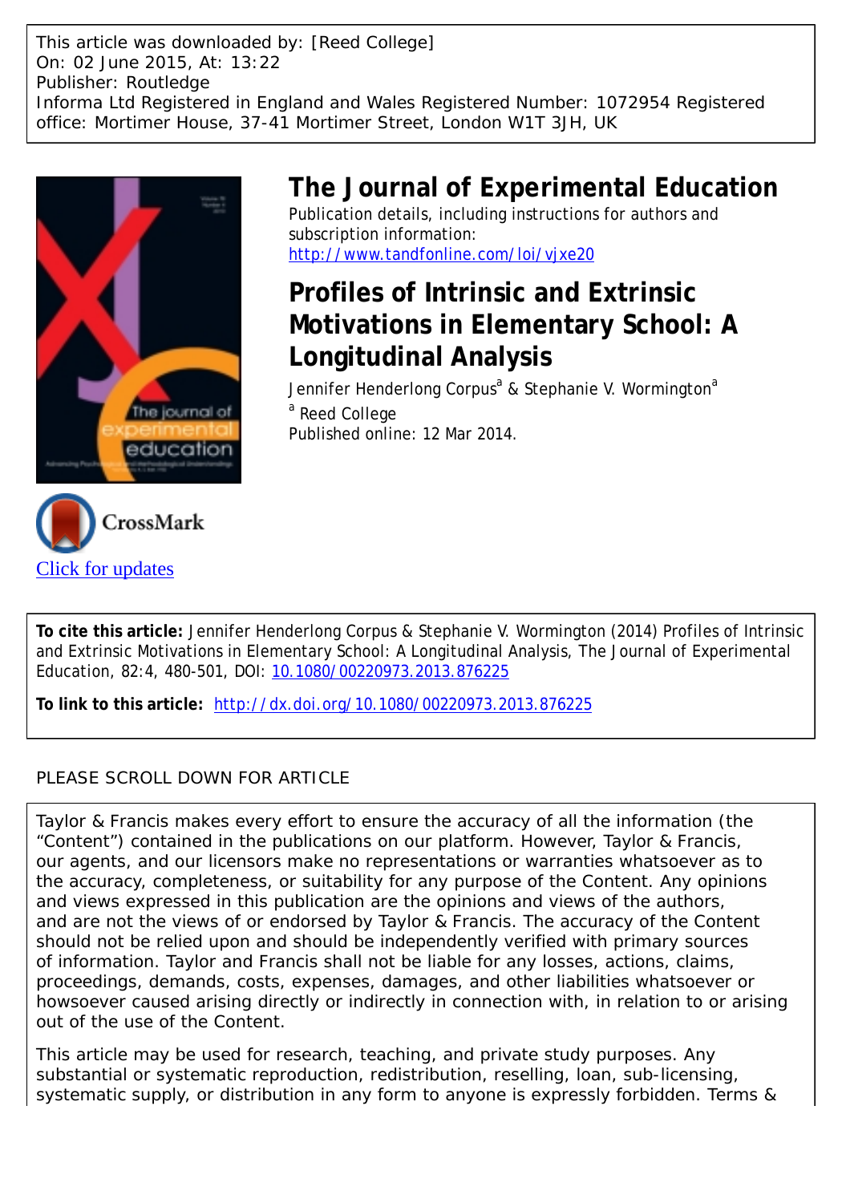This article was downloaded by: [Reed College]
On: 02 June 2015, At: 13:22
Publisher: Routledge
Informa Ltd Registered in England and Wales Registered Number: 1072954 Registered office: Mortimer House, 37-41 Mortimer Street, London W1T 3JH, UK

# The Journal of Experimental Education

Publication details, including instructions for authors and subscription information:
http://www.tandfonline.com/loi/vjxe20

## Profiles of Intrinsic and Extrinsic Motivations in Elementary School: A Longitudinal Analysis

Jennifer Henderlong Corpus[a] & Stephanie V. Wormington[a]

[a] Reed College

Published online: 12 Mar 2014.

Click for updates

**To cite this article:** Jennifer Henderlong Corpus & Stephanie V. Wormington (2014) Profiles of Intrinsic and Extrinsic Motivations in Elementary School: A Longitudinal Analysis, The Journal of Experimental Education, 82:4, 480-501, DOI: 10.1080/00220973.2013.876225

**To link to this article:** http://dx.doi.org/10.1080/00220973.2013.876225

PLEASE SCROLL DOWN FOR ARTICLE

Taylor & Francis makes every effort to ensure the accuracy of all the information (the "Content") contained in the publications on our platform. However, Taylor & Francis, our agents, and our licensors make no representations or warranties whatsoever as to the accuracy, completeness, or suitability for any purpose of the Content. Any opinions and views expressed in this publication are the opinions and views of the authors, and are not the views of or endorsed by Taylor & Francis. The accuracy of the Content should not be relied upon and should be independently verified with primary sources of information. Taylor and Francis shall not be liable for any losses, actions, claims, proceedings, demands, costs, expenses, damages, and other liabilities whatsoever or howsoever caused arising directly or indirectly in connection with, in relation to or arising out of the use of the Content.

This article may be used for research, teaching, and private study purposes. Any substantial or systematic reproduction, redistribution, reselling, loan, sub-licensing, systematic supply, or distribution in any form to anyone is expressly forbidden. Terms &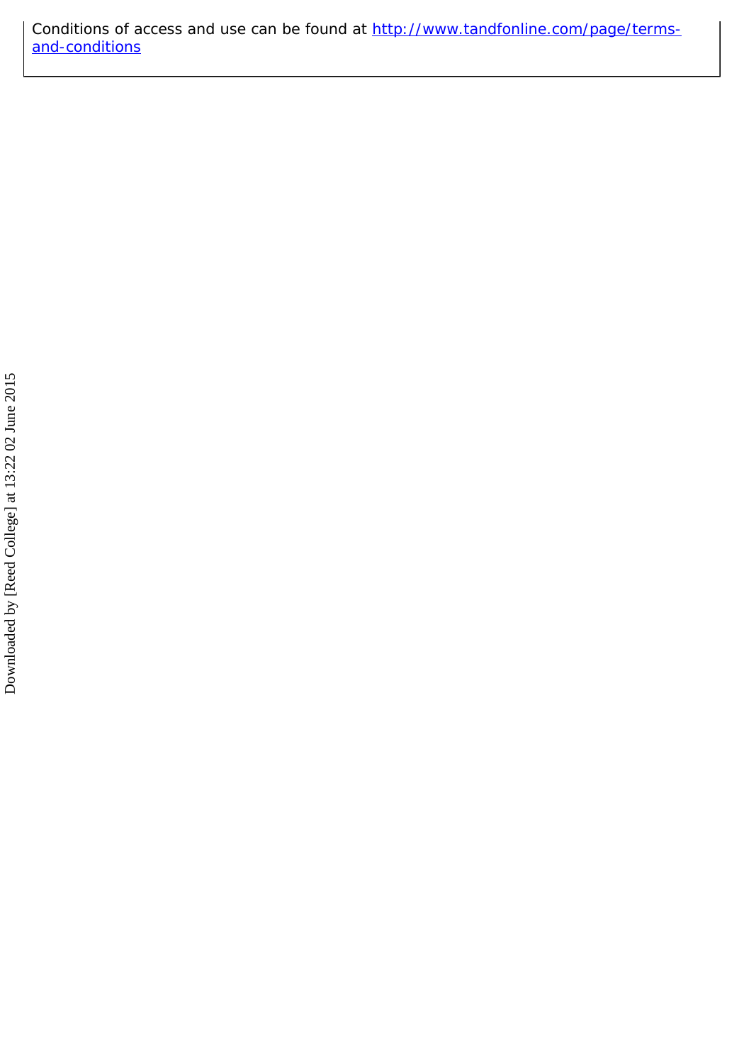Conditions of access and use can be found at http://www.tandfonline.com/page/terms-and-conditions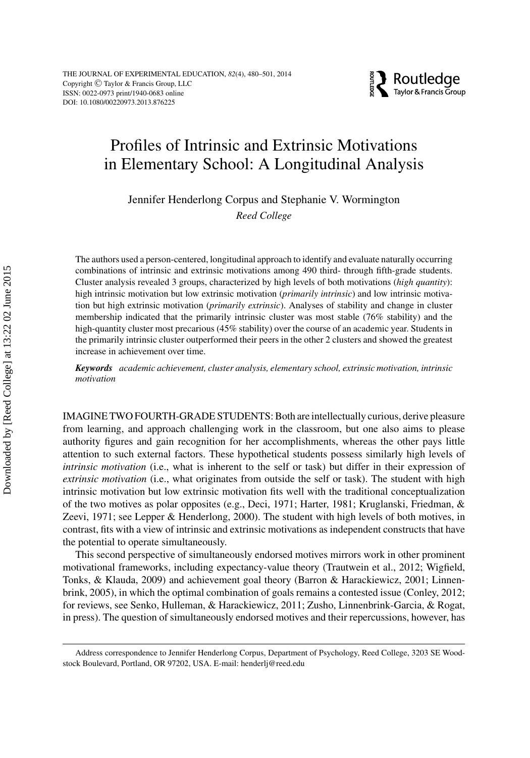# Profiles of Intrinsic and Extrinsic Motivations in Elementary School: A Longitudinal Analysis

Jennifer Henderlong Corpus and Stephanie V. Wormington

*Reed College*

The authors used a person-centered, longitudinal approach to identify and evaluate naturally occurring combinations of intrinsic and extrinsic motivations among 490 third- through fifth-grade students. Cluster analysis revealed 3 groups, characterized by high levels of both motivations (*high quantity*): high intrinsic motivation but low extrinsic motivation (*primarily intrinsic*) and low intrinsic motivation but high extrinsic motivation (*primarily extrinsic*). Analyses of stability and change in cluster membership indicated that the primarily intrinsic cluster was most stable (76% stability) and the high-quantity cluster most precarious (45% stability) over the course of an academic year. Students in the primarily intrinsic cluster outperformed their peers in the other 2 clusters and showed the greatest increase in achievement over time.

***Keywords*** *academic achievement, cluster analysis, elementary school, extrinsic motivation, intrinsic motivation*

IMAGINE TWO FOURTH-GRADE STUDENTS: Both are intellectually curious, derive pleasure from learning, and approach challenging work in the classroom, but one also aims to please authority figures and gain recognition for her accomplishments, whereas the other pays little attention to such external factors. These hypothetical students possess similarly high levels of *intrinsic motivation* (i.e., what is inherent to the self or task) but differ in their expression of *extrinsic motivation* (i.e., what originates from outside the self or task). The student with high intrinsic motivation but low extrinsic motivation fits well with the traditional conceptualization of the two motives as polar opposites (e.g., Deci, 1971; Harter, 1981; Kruglanski, Friedman, & Zeevi, 1971; see Lepper & Henderlong, 2000). The student with high levels of both motives, in contrast, fits with a view of intrinsic and extrinsic motivations as independent constructs that have the potential to operate simultaneously.

This second perspective of simultaneously endorsed motives mirrors work in other prominent motivational frameworks, including expectancy-value theory (Trautwein et al., 2012; Wigfield, Tonks, & Klauda, 2009) and achievement goal theory (Barron & Harackiewicz, 2001; Linnenbrink, 2005), in which the optimal combination of goals remains a contested issue (Conley, 2012; for reviews, see Senko, Hulleman, & Harackiewicz, 2011; Zusho, Linnenbrink-Garcia, & Rogat, in press). The question of simultaneously endorsed motives and their repercussions, however, has

Address correspondence to Jennifer Henderlong Corpus, Department of Psychology, Reed College, 3203 SE Woodstock Boulevard, Portland, OR 97202, USA. E-mail: henderlj@reed.edu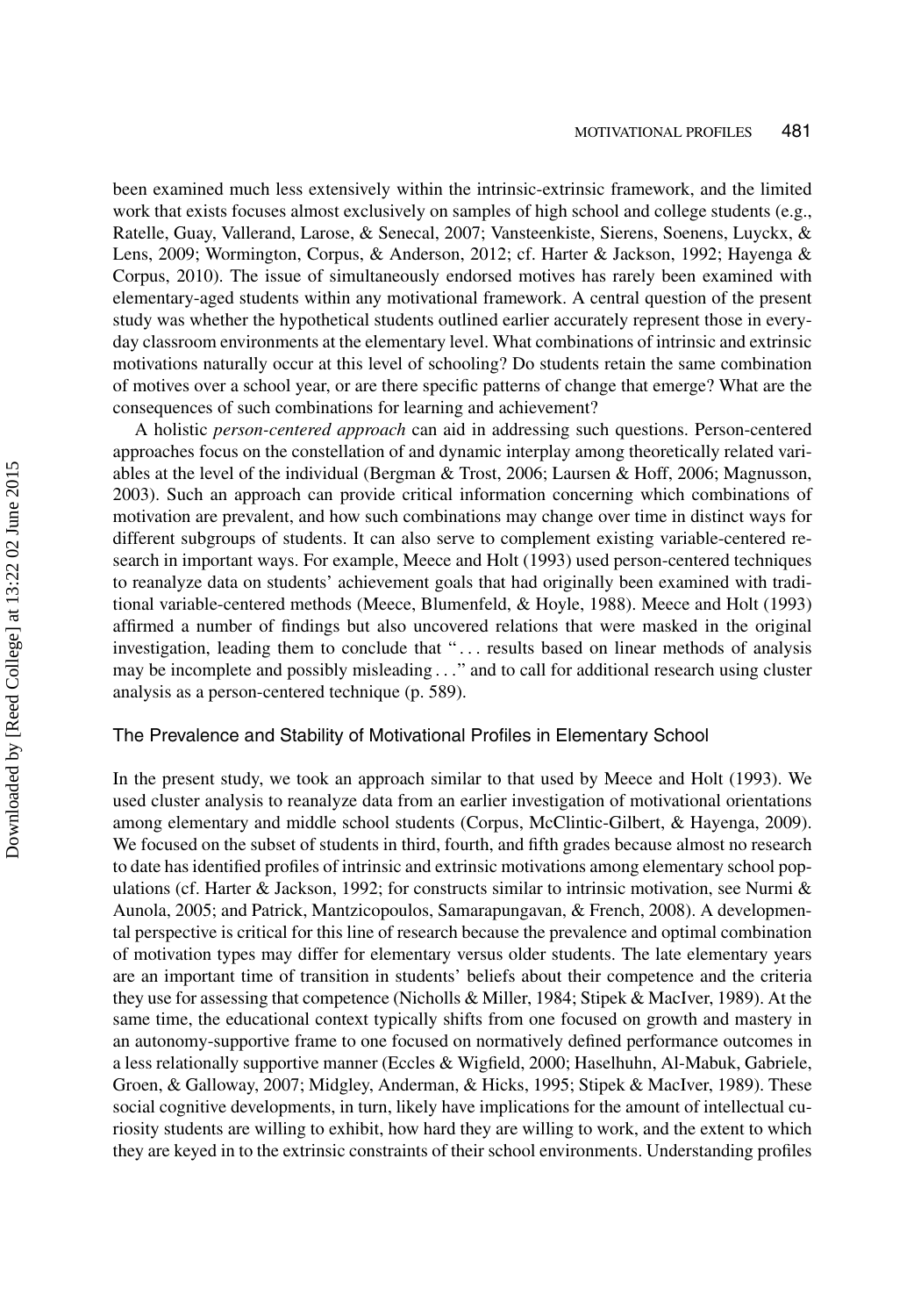been examined much less extensively within the intrinsic-extrinsic framework, and the limited work that exists focuses almost exclusively on samples of high school and college students (e.g., Ratelle, Guay, Vallerand, Larose, & Senecal, 2007; Vansteenkiste, Sierens, Soenens, Luyckx, & Lens, 2009; Wormington, Corpus, & Anderson, 2012; cf. Harter & Jackson, 1992; Hayenga & Corpus, 2010). The issue of simultaneously endorsed motives has rarely been examined with elementary-aged students within any motivational framework. A central question of the present study was whether the hypothetical students outlined earlier accurately represent those in everyday classroom environments at the elementary level. What combinations of intrinsic and extrinsic motivations naturally occur at this level of schooling? Do students retain the same combination of motives over a school year, or are there specific patterns of change that emerge? What are the consequences of such combinations for learning and achievement?

A holistic *person-centered approach* can aid in addressing such questions. Person-centered approaches focus on the constellation of and dynamic interplay among theoretically related variables at the level of the individual (Bergman & Trost, 2006; Laursen & Hoff, 2006; Magnusson, 2003). Such an approach can provide critical information concerning which combinations of motivation are prevalent, and how such combinations may change over time in distinct ways for different subgroups of students. It can also serve to complement existing variable-centered research in important ways. For example, Meece and Holt (1993) used person-centered techniques to reanalyze data on students' achievement goals that had originally been examined with traditional variable-centered methods (Meece, Blumenfeld, & Hoyle, 1988). Meece and Holt (1993) affirmed a number of findings but also uncovered relations that were masked in the original investigation, leading them to conclude that "... results based on linear methods of analysis may be incomplete and possibly misleading ..." and to call for additional research using cluster analysis as a person-centered technique (p. 589).

### The Prevalence and Stability of Motivational Profiles in Elementary School

In the present study, we took an approach similar to that used by Meece and Holt (1993). We used cluster analysis to reanalyze data from an earlier investigation of motivational orientations among elementary and middle school students (Corpus, McClintic-Gilbert, & Hayenga, 2009). We focused on the subset of students in third, fourth, and fifth grades because almost no research to date has identified profiles of intrinsic and extrinsic motivations among elementary school populations (cf. Harter & Jackson, 1992; for constructs similar to intrinsic motivation, see Nurmi & Aunola, 2005; and Patrick, Mantzicopoulos, Samarapungavan, & French, 2008). A developmental perspective is critical for this line of research because the prevalence and optimal combination of motivation types may differ for elementary versus older students. The late elementary years are an important time of transition in students' beliefs about their competence and the criteria they use for assessing that competence (Nicholls & Miller, 1984; Stipek & MacIver, 1989). At the same time, the educational context typically shifts from one focused on growth and mastery in an autonomy-supportive frame to one focused on normatively defined performance outcomes in a less relationally supportive manner (Eccles & Wigfield, 2000; Haselhuhn, Al-Mabuk, Gabriele, Groen, & Galloway, 2007; Midgley, Anderman, & Hicks, 1995; Stipek & MacIver, 1989). These social cognitive developments, in turn, likely have implications for the amount of intellectual curiosity students are willing to exhibit, how hard they are willing to work, and the extent to which they are keyed in to the extrinsic constraints of their school environments. Understanding profiles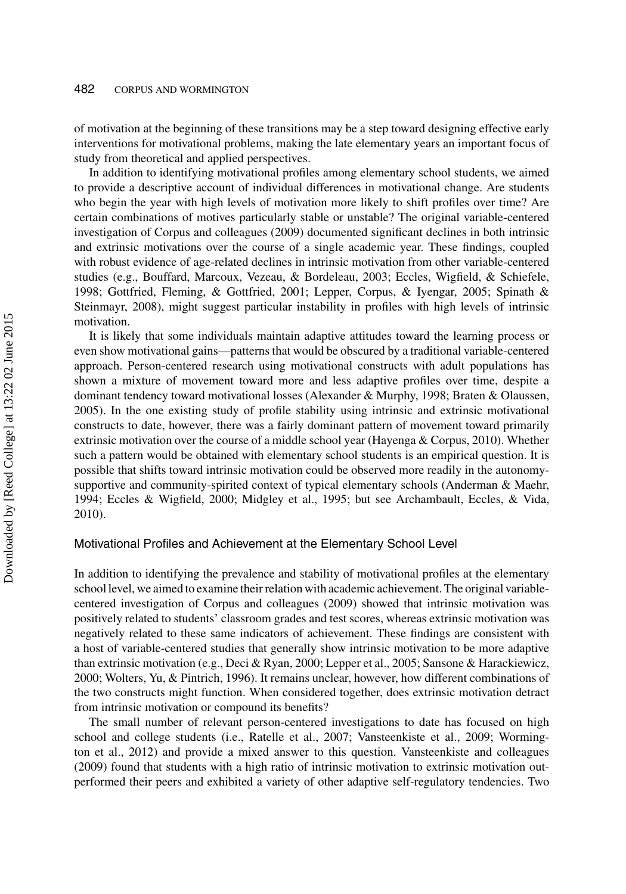of motivation at the beginning of these transitions may be a step toward designing effective early interventions for motivational problems, making the late elementary years an important focus of study from theoretical and applied perspectives.

In addition to identifying motivational profiles among elementary school students, we aimed to provide a descriptive account of individual differences in motivational change. Are students who begin the year with high levels of motivation more likely to shift profiles over time? Are certain combinations of motives particularly stable or unstable? The original variable-centered investigation of Corpus and colleagues (2009) documented significant declines in both intrinsic and extrinsic motivations over the course of a single academic year. These findings, coupled with robust evidence of age-related declines in intrinsic motivation from other variable-centered studies (e.g., Bouffard, Marcoux, Vezeau, & Bordeleau, 2003; Eccles, Wigfield, & Schiefele, 1998; Gottfried, Fleming, & Gottfried, 2001; Lepper, Corpus, & Iyengar, 2005; Spinath & Steinmayr, 2008), might suggest particular instability in profiles with high levels of intrinsic motivation.

It is likely that some individuals maintain adaptive attitudes toward the learning process or even show motivational gains—patterns that would be obscured by a traditional variable-centered approach. Person-centered research using motivational constructs with adult populations has shown a mixture of movement toward more and less adaptive profiles over time, despite a dominant tendency toward motivational losses (Alexander & Murphy, 1998; Braten & Olaussen, 2005). In the one existing study of profile stability using intrinsic and extrinsic motivational constructs to date, however, there was a fairly dominant pattern of movement toward primarily extrinsic motivation over the course of a middle school year (Hayenga & Corpus, 2010). Whether such a pattern would be obtained with elementary school students is an empirical question. It is possible that shifts toward intrinsic motivation could be observed more readily in the autonomy-supportive and community-spirited context of typical elementary schools (Anderman & Maehr, 1994; Eccles & Wigfield, 2000; Midgley et al., 1995; but see Archambault, Eccles, & Vida, 2010).

## Motivational Profiles and Achievement at the Elementary School Level

In addition to identifying the prevalence and stability of motivational profiles at the elementary school level, we aimed to examine their relation with academic achievement. The original variable-centered investigation of Corpus and colleagues (2009) showed that intrinsic motivation was positively related to students' classroom grades and test scores, whereas extrinsic motivation was negatively related to these same indicators of achievement. These findings are consistent with a host of variable-centered studies that generally show intrinsic motivation to be more adaptive than extrinsic motivation (e.g., Deci & Ryan, 2000; Lepper et al., 2005; Sansone & Harackiewicz, 2000; Wolters, Yu, & Pintrich, 1996). It remains unclear, however, how different combinations of the two constructs might function. When considered together, does extrinsic motivation detract from intrinsic motivation or compound its benefits?

The small number of relevant person-centered investigations to date has focused on high school and college students (i.e., Ratelle et al., 2007; Vansteenkiste et al., 2009; Wormington et al., 2012) and provide a mixed answer to this question. Vansteenkiste and colleagues (2009) found that students with a high ratio of intrinsic motivation to extrinsic motivation outperformed their peers and exhibited a variety of other adaptive self-regulatory tendencies. Two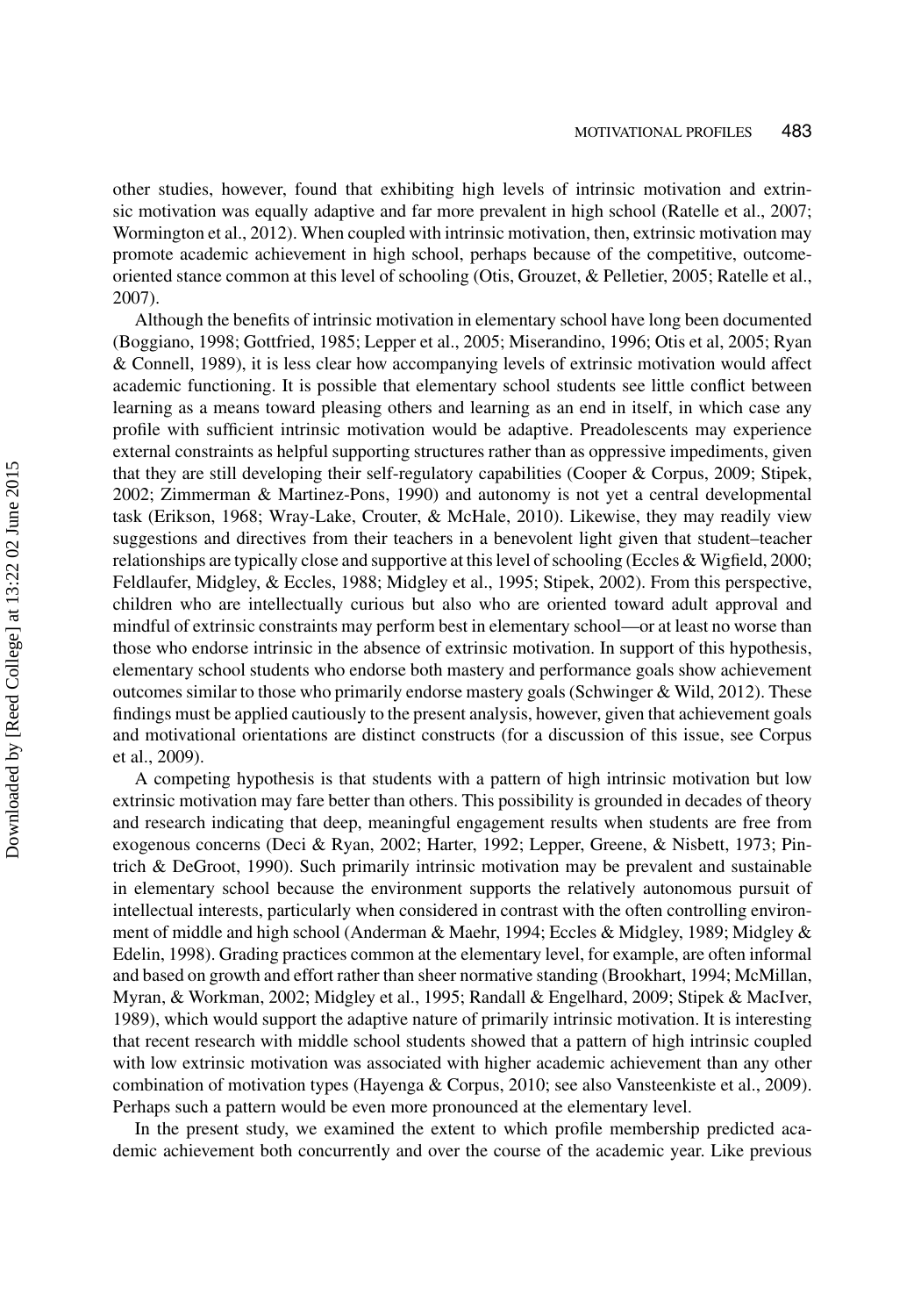other studies, however, found that exhibiting high levels of intrinsic motivation and extrinsic motivation was equally adaptive and far more prevalent in high school (Ratelle et al., 2007; Wormington et al., 2012). When coupled with intrinsic motivation, then, extrinsic motivation may promote academic achievement in high school, perhaps because of the competitive, outcome-oriented stance common at this level of schooling (Otis, Grouzet, & Pelletier, 2005; Ratelle et al., 2007).

Although the benefits of intrinsic motivation in elementary school have long been documented (Boggiano, 1998; Gottfried, 1985; Lepper et al., 2005; Miserandino, 1996; Otis et al, 2005; Ryan & Connell, 1989), it is less clear how accompanying levels of extrinsic motivation would affect academic functioning. It is possible that elementary school students see little conflict between learning as a means toward pleasing others and learning as an end in itself, in which case any profile with sufficient intrinsic motivation would be adaptive. Preadolescents may experience external constraints as helpful supporting structures rather than as oppressive impediments, given that they are still developing their self-regulatory capabilities (Cooper & Corpus, 2009; Stipek, 2002; Zimmerman & Martinez-Pons, 1990) and autonomy is not yet a central developmental task (Erikson, 1968; Wray-Lake, Crouter, & McHale, 2010). Likewise, they may readily view suggestions and directives from their teachers in a benevolent light given that student–teacher relationships are typically close and supportive at this level of schooling (Eccles & Wigfield, 2000; Feldlaufer, Midgley, & Eccles, 1988; Midgley et al., 1995; Stipek, 2002). From this perspective, children who are intellectually curious but also who are oriented toward adult approval and mindful of extrinsic constraints may perform best in elementary school—or at least no worse than those who endorse intrinsic in the absence of extrinsic motivation. In support of this hypothesis, elementary school students who endorse both mastery and performance goals show achievement outcomes similar to those who primarily endorse mastery goals (Schwinger & Wild, 2012). These findings must be applied cautiously to the present analysis, however, given that achievement goals and motivational orientations are distinct constructs (for a discussion of this issue, see Corpus et al., 2009).

A competing hypothesis is that students with a pattern of high intrinsic motivation but low extrinsic motivation may fare better than others. This possibility is grounded in decades of theory and research indicating that deep, meaningful engagement results when students are free from exogenous concerns (Deci & Ryan, 2002; Harter, 1992; Lepper, Greene, & Nisbett, 1973; Pintrich & DeGroot, 1990). Such primarily intrinsic motivation may be prevalent and sustainable in elementary school because the environment supports the relatively autonomous pursuit of intellectual interests, particularly when considered in contrast with the often controlling environment of middle and high school (Anderman & Maehr, 1994; Eccles & Midgley, 1989; Midgley & Edelin, 1998). Grading practices common at the elementary level, for example, are often informal and based on growth and effort rather than sheer normative standing (Brookhart, 1994; McMillan, Myran, & Workman, 2002; Midgley et al., 1995; Randall & Engelhard, 2009; Stipek & MacIver, 1989), which would support the adaptive nature of primarily intrinsic motivation. It is interesting that recent research with middle school students showed that a pattern of high intrinsic coupled with low extrinsic motivation was associated with higher academic achievement than any other combination of motivation types (Hayenga & Corpus, 2010; see also Vansteenkiste et al., 2009). Perhaps such a pattern would be even more pronounced at the elementary level.

In the present study, we examined the extent to which profile membership predicted academic achievement both concurrently and over the course of the academic year. Like previous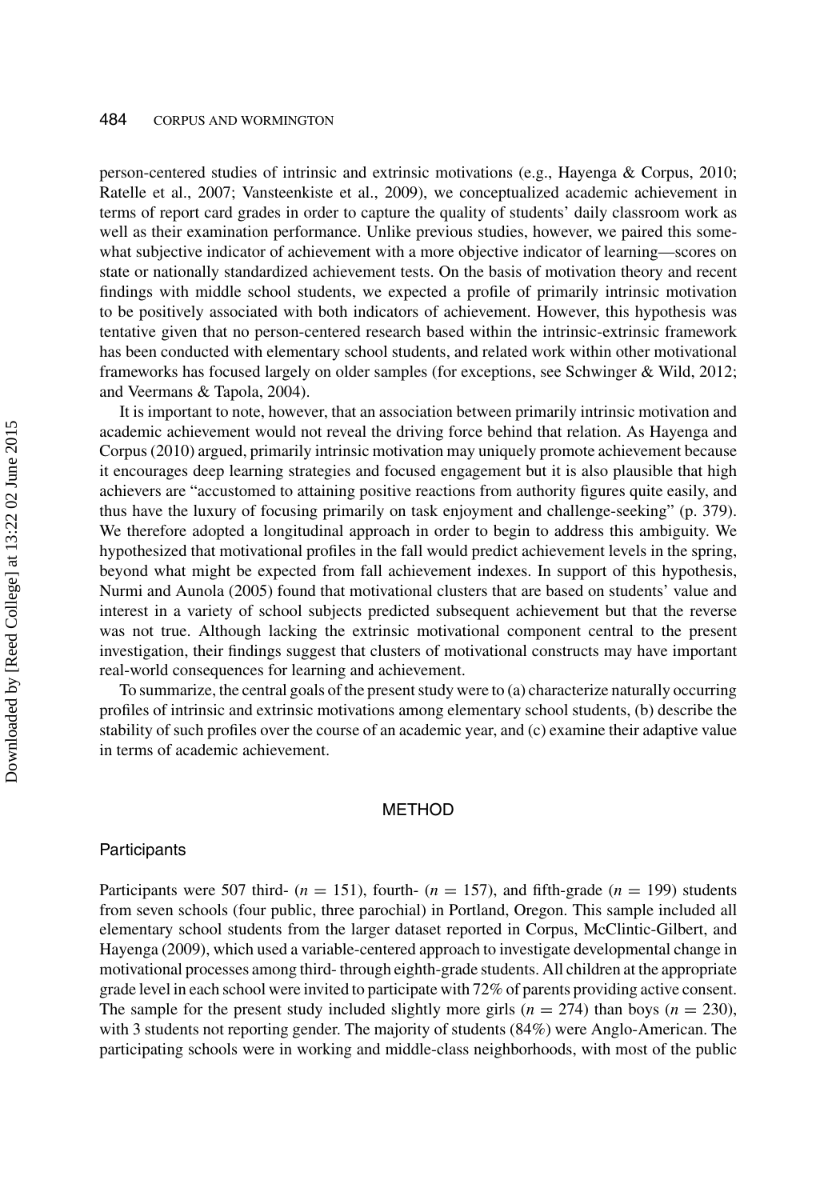person-centered studies of intrinsic and extrinsic motivations (e.g., Hayenga & Corpus, 2010; Ratelle et al., 2007; Vansteenkiste et al., 2009), we conceptualized academic achievement in terms of report card grades in order to capture the quality of students' daily classroom work as well as their examination performance. Unlike previous studies, however, we paired this somewhat subjective indicator of achievement with a more objective indicator of learning—scores on state or nationally standardized achievement tests. On the basis of motivation theory and recent findings with middle school students, we expected a profile of primarily intrinsic motivation to be positively associated with both indicators of achievement. However, this hypothesis was tentative given that no person-centered research based within the intrinsic-extrinsic framework has been conducted with elementary school students, and related work within other motivational frameworks has focused largely on older samples (for exceptions, see Schwinger & Wild, 2012; and Veermans & Tapola, 2004).

It is important to note, however, that an association between primarily intrinsic motivation and academic achievement would not reveal the driving force behind that relation. As Hayenga and Corpus (2010) argued, primarily intrinsic motivation may uniquely promote achievement because it encourages deep learning strategies and focused engagement but it is also plausible that high achievers are "accustomed to attaining positive reactions from authority figures quite easily, and thus have the luxury of focusing primarily on task enjoyment and challenge-seeking" (p. 379). We therefore adopted a longitudinal approach in order to begin to address this ambiguity. We hypothesized that motivational profiles in the fall would predict achievement levels in the spring, beyond what might be expected from fall achievement indexes. In support of this hypothesis, Nurmi and Aunola (2005) found that motivational clusters that are based on students' value and interest in a variety of school subjects predicted subsequent achievement but that the reverse was not true. Although lacking the extrinsic motivational component central to the present investigation, their findings suggest that clusters of motivational constructs may have important real-world consequences for learning and achievement.

To summarize, the central goals of the present study were to (a) characterize naturally occurring profiles of intrinsic and extrinsic motivations among elementary school students, (b) describe the stability of such profiles over the course of an academic year, and (c) examine their adaptive value in terms of academic achievement.

## METHOD

### Participants

Participants were 507 third- ($n$ = 151), fourth- ($n$ = 157), and fifth-grade ($n$ = 199) students from seven schools (four public, three parochial) in Portland, Oregon. This sample included all elementary school students from the larger dataset reported in Corpus, McClintic-Gilbert, and Hayenga (2009), which used a variable-centered approach to investigate developmental change in motivational processes among third- through eighth-grade students. All children at the appropriate grade level in each school were invited to participate with 72% of parents providing active consent. The sample for the present study included slightly more girls ($n$ = 274) than boys ($n$ = 230), with 3 students not reporting gender. The majority of students (84%) were Anglo-American. The participating schools were in working and middle-class neighborhoods, with most of the public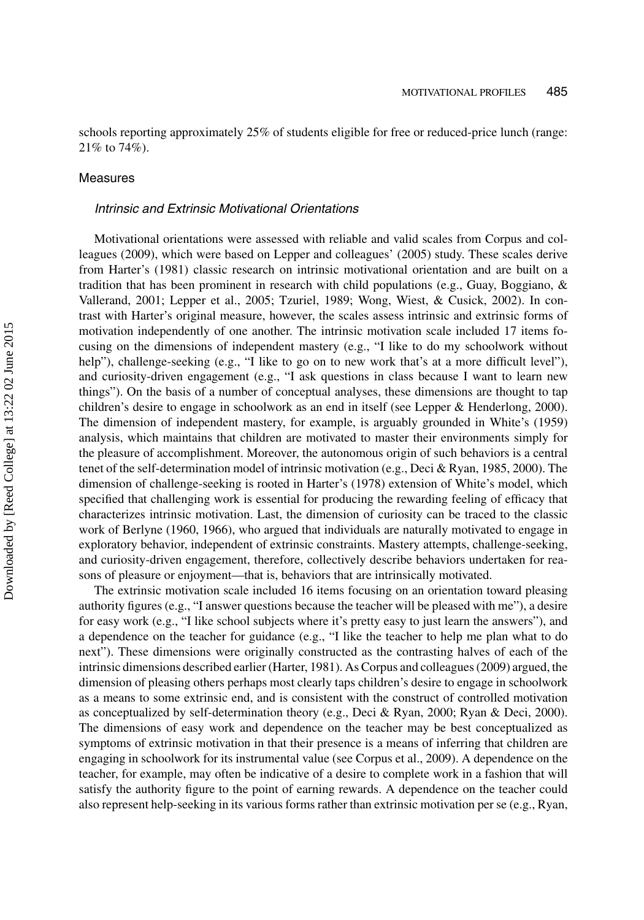schools reporting approximately 25% of students eligible for free or reduced-price lunch (range: 21% to 74%).

## Measures

### *Intrinsic and Extrinsic Motivational Orientations*

Motivational orientations were assessed with reliable and valid scales from Corpus and colleagues (2009), which were based on Lepper and colleagues' (2005) study. These scales derive from Harter's (1981) classic research on intrinsic motivational orientation and are built on a tradition that has been prominent in research with child populations (e.g., Guay, Boggiano, & Vallerand, 2001; Lepper et al., 2005; Tzuriel, 1989; Wong, Wiest, & Cusick, 2002). In contrast with Harter's original measure, however, the scales assess intrinsic and extrinsic forms of motivation independently of one another. The intrinsic motivation scale included 17 items focusing on the dimensions of independent mastery (e.g., "I like to do my schoolwork without help"), challenge-seeking (e.g., "I like to go on to new work that's at a more difficult level"), and curiosity-driven engagement (e.g., "I ask questions in class because I want to learn new things"). On the basis of a number of conceptual analyses, these dimensions are thought to tap children's desire to engage in schoolwork as an end in itself (see Lepper & Henderlong, 2000). The dimension of independent mastery, for example, is arguably grounded in White's (1959) analysis, which maintains that children are motivated to master their environments simply for the pleasure of accomplishment. Moreover, the autonomous origin of such behaviors is a central tenet of the self-determination model of intrinsic motivation (e.g., Deci & Ryan, 1985, 2000). The dimension of challenge-seeking is rooted in Harter's (1978) extension of White's model, which specified that challenging work is essential for producing the rewarding feeling of efficacy that characterizes intrinsic motivation. Last, the dimension of curiosity can be traced to the classic work of Berlyne (1960, 1966), who argued that individuals are naturally motivated to engage in exploratory behavior, independent of extrinsic constraints. Mastery attempts, challenge-seeking, and curiosity-driven engagement, therefore, collectively describe behaviors undertaken for reasons of pleasure or enjoyment—that is, behaviors that are intrinsically motivated.

The extrinsic motivation scale included 16 items focusing on an orientation toward pleasing authority figures (e.g., "I answer questions because the teacher will be pleased with me"), a desire for easy work (e.g., "I like school subjects where it's pretty easy to just learn the answers"), and a dependence on the teacher for guidance (e.g., "I like the teacher to help me plan what to do next"). These dimensions were originally constructed as the contrasting halves of each of the intrinsic dimensions described earlier (Harter, 1981). As Corpus and colleagues (2009) argued, the dimension of pleasing others perhaps most clearly taps children's desire to engage in schoolwork as a means to some extrinsic end, and is consistent with the construct of controlled motivation as conceptualized by self-determination theory (e.g., Deci & Ryan, 2000; Ryan & Deci, 2000). The dimensions of easy work and dependence on the teacher may be best conceptualized as symptoms of extrinsic motivation in that their presence is a means of inferring that children are engaging in schoolwork for its instrumental value (see Corpus et al., 2009). A dependence on the teacher, for example, may often be indicative of a desire to complete work in a fashion that will satisfy the authority figure to the point of earning rewards. A dependence on the teacher could also represent help-seeking in its various forms rather than extrinsic motivation per se (e.g., Ryan,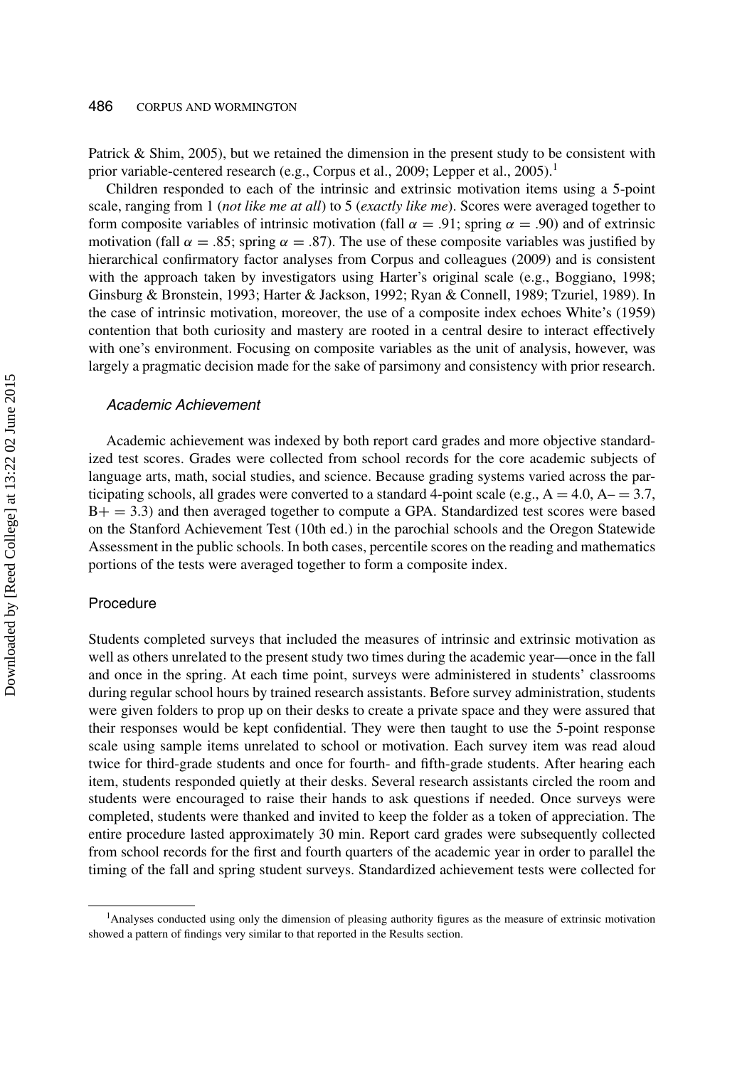Patrick & Shim, 2005), but we retained the dimension in the present study to be consistent with prior variable-centered research (e.g., Corpus et al., 2009; Lepper et al., 2005).[1]

Children responded to each of the intrinsic and extrinsic motivation items using a 5-point scale, ranging from 1 (*not like me at all*) to 5 (*exactly like me*). Scores were averaged together to form composite variables of intrinsic motivation (fall $\alpha = .91$; spring $\alpha = .90$) and of extrinsic motivation (fall $\alpha = .85$; spring $\alpha = .87$). The use of these composite variables was justified by hierarchical confirmatory factor analyses from Corpus and colleagues (2009) and is consistent with the approach taken by investigators using Harter's original scale (e.g., Boggiano, 1998; Ginsburg & Bronstein, 1993; Harter & Jackson, 1992; Ryan & Connell, 1989; Tzuriel, 1989). In the case of intrinsic motivation, moreover, the use of a composite index echoes White's (1959) contention that both curiosity and mastery are rooted in a central desire to interact effectively with one's environment. Focusing on composite variables as the unit of analysis, however, was largely a pragmatic decision made for the sake of parsimony and consistency with prior research.

### *Academic Achievement*

Academic achievement was indexed by both report card grades and more objective standardized test scores. Grades were collected from school records for the core academic subjects of language arts, math, social studies, and science. Because grading systems varied across the participating schools, all grades were converted to a standard 4-point scale (e.g., A = 4.0, A– = 3.7, B+ = 3.3) and then averaged together to compute a GPA. Standardized test scores were based on the Stanford Achievement Test (10th ed.) in the parochial schools and the Oregon Statewide Assessment in the public schools. In both cases, percentile scores on the reading and mathematics portions of the tests were averaged together to form a composite index.

## Procedure

Students completed surveys that included the measures of intrinsic and extrinsic motivation as well as others unrelated to the present study two times during the academic year—once in the fall and once in the spring. At each time point, surveys were administered in students' classrooms during regular school hours by trained research assistants. Before survey administration, students were given folders to prop up on their desks to create a private space and they were assured that their responses would be kept confidential. They were then taught to use the 5-point response scale using sample items unrelated to school or motivation. Each survey item was read aloud twice for third-grade students and once for fourth- and fifth-grade students. After hearing each item, students responded quietly at their desks. Several research assistants circled the room and students were encouraged to raise their hands to ask questions if needed. Once surveys were completed, students were thanked and invited to keep the folder as a token of appreciation. The entire procedure lasted approximately 30 min. Report card grades were subsequently collected from school records for the first and fourth quarters of the academic year in order to parallel the timing of the fall and spring student surveys. Standardized achievement tests were collected for

[1]Analyses conducted using only the dimension of pleasing authority figures as the measure of extrinsic motivation showed a pattern of findings very similar to that reported in the Results section.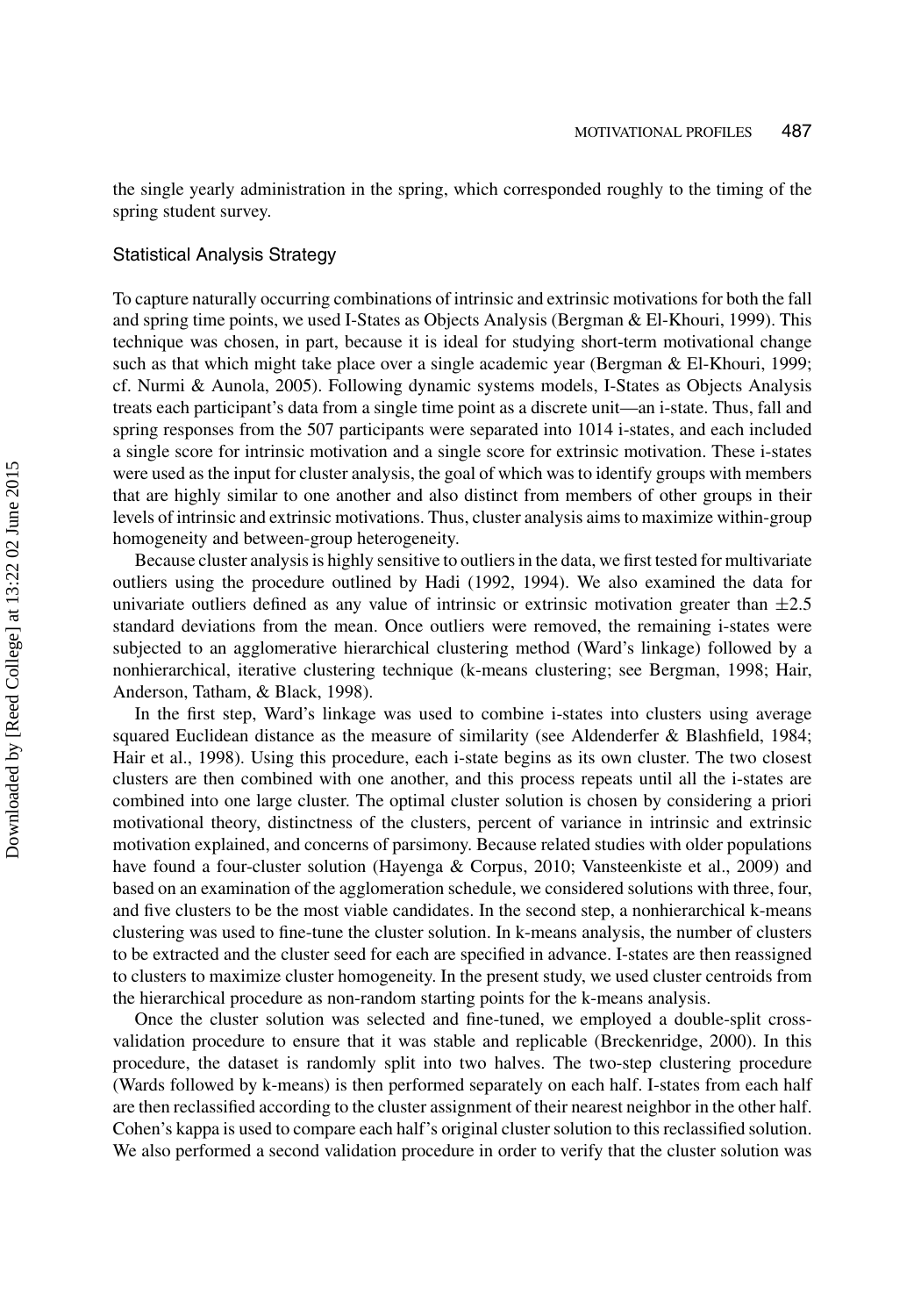the single yearly administration in the spring, which corresponded roughly to the timing of the spring student survey.

### Statistical Analysis Strategy

To capture naturally occurring combinations of intrinsic and extrinsic motivations for both the fall and spring time points, we used I-States as Objects Analysis (Bergman & El-Khouri, 1999). This technique was chosen, in part, because it is ideal for studying short-term motivational change such as that which might take place over a single academic year (Bergman & El-Khouri, 1999; cf. Nurmi & Aunola, 2005). Following dynamic systems models, I-States as Objects Analysis treats each participant's data from a single time point as a discrete unit—an i-state. Thus, fall and spring responses from the 507 participants were separated into 1014 i-states, and each included a single score for intrinsic motivation and a single score for extrinsic motivation. These i-states were used as the input for cluster analysis, the goal of which was to identify groups with members that are highly similar to one another and also distinct from members of other groups in their levels of intrinsic and extrinsic motivations. Thus, cluster analysis aims to maximize within-group homogeneity and between-group heterogeneity.

Because cluster analysis is highly sensitive to outliers in the data, we first tested for multivariate outliers using the procedure outlined by Hadi (1992, 1994). We also examined the data for univariate outliers defined as any value of intrinsic or extrinsic motivation greater than $\pm 2.5$ standard deviations from the mean. Once outliers were removed, the remaining i-states were subjected to an agglomerative hierarchical clustering method (Ward's linkage) followed by a nonhierarchical, iterative clustering technique (k-means clustering; see Bergman, 1998; Hair, Anderson, Tatham, & Black, 1998).

In the first step, Ward's linkage was used to combine i-states into clusters using average squared Euclidean distance as the measure of similarity (see Aldenderfer & Blashfield, 1984; Hair et al., 1998). Using this procedure, each i-state begins as its own cluster. The two closest clusters are then combined with one another, and this process repeats until all the i-states are combined into one large cluster. The optimal cluster solution is chosen by considering a priori motivational theory, distinctness of the clusters, percent of variance in intrinsic and extrinsic motivation explained, and concerns of parsimony. Because related studies with older populations have found a four-cluster solution (Hayenga & Corpus, 2010; Vansteenkiste et al., 2009) and based on an examination of the agglomeration schedule, we considered solutions with three, four, and five clusters to be the most viable candidates. In the second step, a nonhierarchical k-means clustering was used to fine-tune the cluster solution. In k-means analysis, the number of clusters to be extracted and the cluster seed for each are specified in advance. I-states are then reassigned to clusters to maximize cluster homogeneity. In the present study, we used cluster centroids from the hierarchical procedure as non-random starting points for the k-means analysis.

Once the cluster solution was selected and fine-tuned, we employed a double-split cross-validation procedure to ensure that it was stable and replicable (Breckenridge, 2000). In this procedure, the dataset is randomly split into two halves. The two-step clustering procedure (Wards followed by k-means) is then performed separately on each half. I-states from each half are then reclassified according to the cluster assignment of their nearest neighbor in the other half. Cohen's kappa is used to compare each half's original cluster solution to this reclassified solution. We also performed a second validation procedure in order to verify that the cluster solution was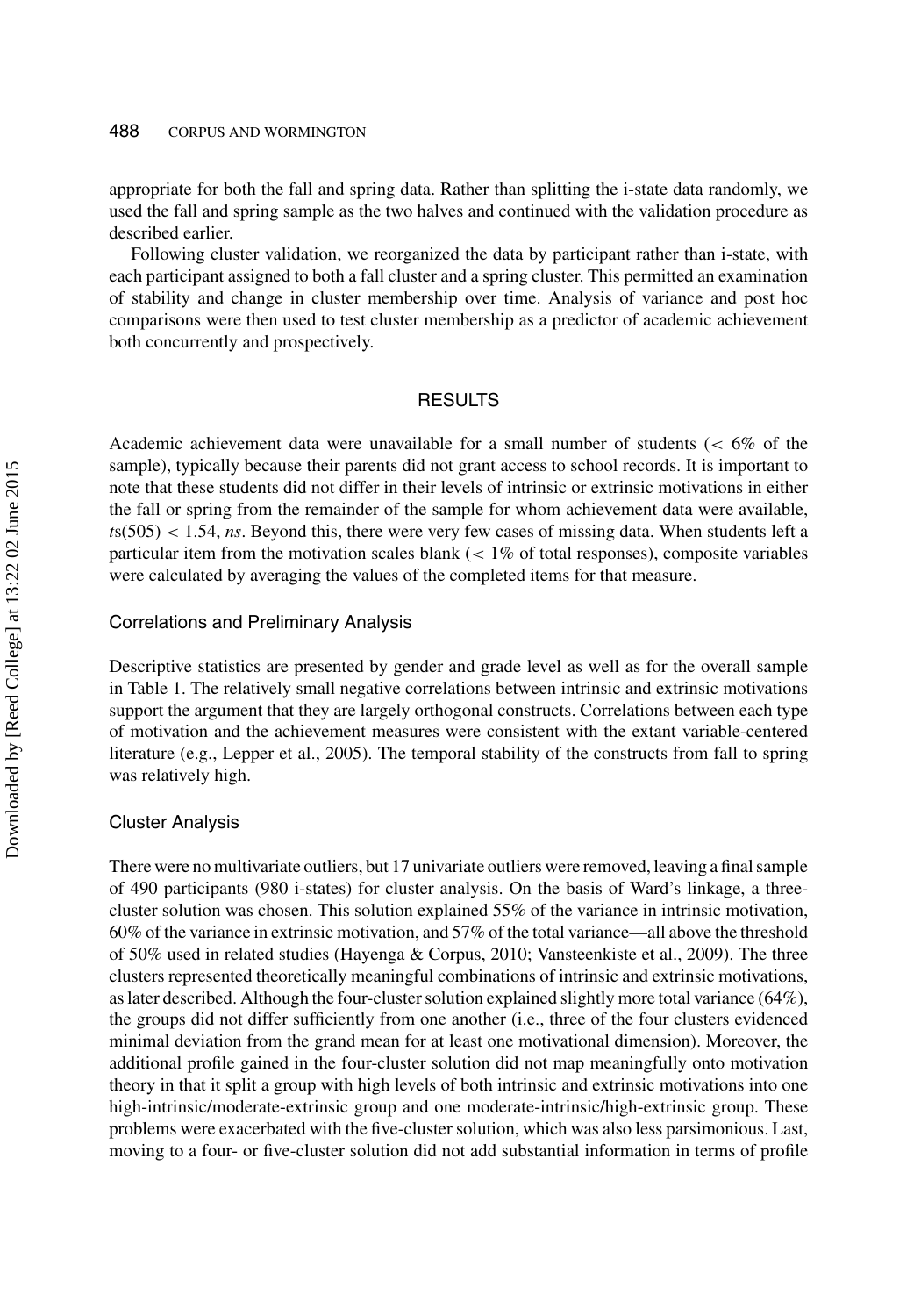appropriate for both the fall and spring data. Rather than splitting the i-state data randomly, we used the fall and spring sample as the two halves and continued with the validation procedure as described earlier.

Following cluster validation, we reorganized the data by participant rather than i-state, with each participant assigned to both a fall cluster and a spring cluster. This permitted an examination of stability and change in cluster membership over time. Analysis of variance and post hoc comparisons were then used to test cluster membership as a predictor of academic achievement both concurrently and prospectively.

## RESULTS

Academic achievement data were unavailable for a small number of students (< 6% of the sample), typically because their parents did not grant access to school records. It is important to note that these students did not differ in their levels of intrinsic or extrinsic motivations in either the fall or spring from the remainder of the sample for whom achievement data were available, $t$s(505) < 1.54, *ns*. Beyond this, there were very few cases of missing data. When students left a particular item from the motivation scales blank (< 1% of total responses), composite variables were calculated by averaging the values of the completed items for that measure.

### Correlations and Preliminary Analysis

Descriptive statistics are presented by gender and grade level as well as for the overall sample in Table 1. The relatively small negative correlations between intrinsic and extrinsic motivations support the argument that they are largely orthogonal constructs. Correlations between each type of motivation and the achievement measures were consistent with the extant variable-centered literature (e.g., Lepper et al., 2005). The temporal stability of the constructs from fall to spring was relatively high.

### Cluster Analysis

There were no multivariate outliers, but 17 univariate outliers were removed, leaving a final sample of 490 participants (980 i-states) for cluster analysis. On the basis of Ward's linkage, a three-cluster solution was chosen. This solution explained 55% of the variance in intrinsic motivation, 60% of the variance in extrinsic motivation, and 57% of the total variance—all above the threshold of 50% used in related studies (Hayenga & Corpus, 2010; Vansteenkiste et al., 2009). The three clusters represented theoretically meaningful combinations of intrinsic and extrinsic motivations, as later described. Although the four-cluster solution explained slightly more total variance (64%), the groups did not differ sufficiently from one another (i.e., three of the four clusters evidenced minimal deviation from the grand mean for at least one motivational dimension). Moreover, the additional profile gained in the four-cluster solution did not map meaningfully onto motivation theory in that it split a group with high levels of both intrinsic and extrinsic motivations into one high-intrinsic/moderate-extrinsic group and one moderate-intrinsic/high-extrinsic group. These problems were exacerbated with the five-cluster solution, which was also less parsimonious. Last, moving to a four- or five-cluster solution did not add substantial information in terms of profile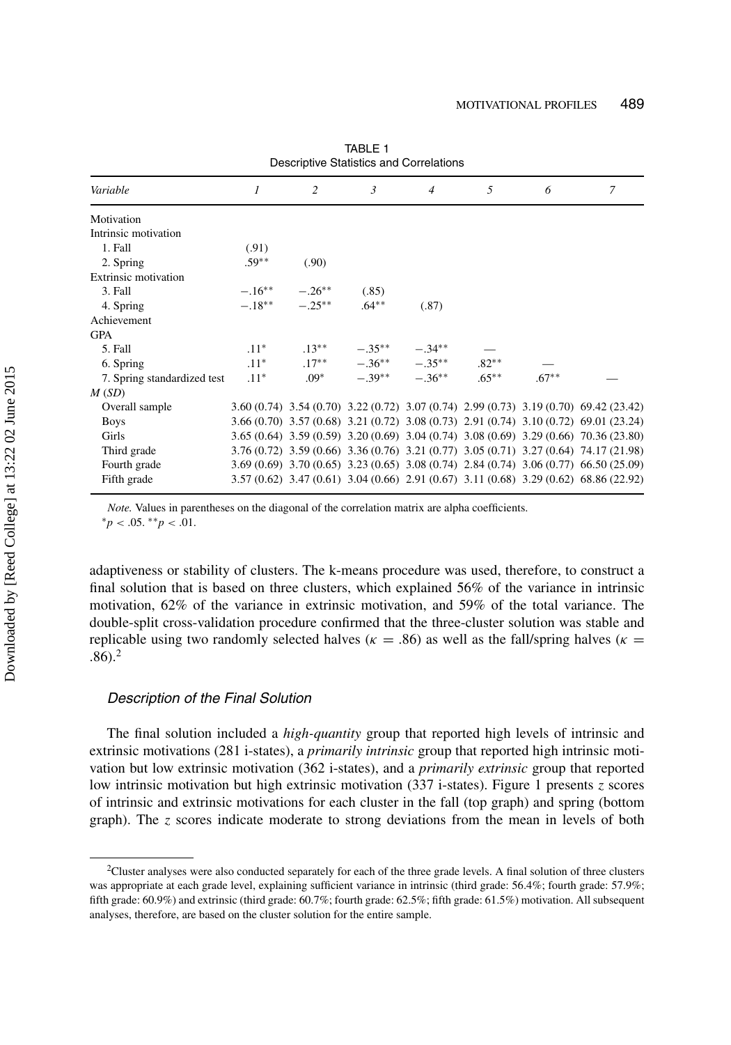TABLE 1
Descriptive Statistics and Correlations

| Variable | 1 | 2 | 3 | 4 | 5 | 6 | 7 |
|---|---|---|---|---|---|---|---|
| Motivation | | | | | | | |
| Intrinsic motivation | | | | | | | |
| 1. Fall | (.91) | | | | | | |
| 2. Spring | .59** | (.90) | | | | | |
| Extrinsic motivation | | | | | | | |
| 3. Fall | −.16** | −.26** | (.85) | | | | |
| 4. Spring | −.18** | −.25** | .64** | (.87) | | | |
| Achievement | | | | | | | |
| GPA | | | | | | | |
| 5. Fall | .11* | .13** | −.35** | −.34** | — | | |
| 6. Spring | .11* | .17** | −.36** | −.35** | .82** | — | |
| 7. Spring standardized test | .11* | .09* | −.39** | −.36** | .65** | .67** | — |
| *M* (*SD*) | | | | | | | |
| Overall sample | 3.60 (0.74) | 3.54 (0.70) | 3.22 (0.72) | 3.07 (0.74) | 2.99 (0.73) | 3.19 (0.70) | 69.42 (23.42) |
| Boys | 3.66 (0.70) | 3.57 (0.68) | 3.21 (0.72) | 3.08 (0.73) | 2.91 (0.74) | 3.10 (0.72) | 69.01 (23.24) |
| Girls | 3.65 (0.64) | 3.59 (0.59) | 3.20 (0.69) | 3.04 (0.74) | 3.08 (0.69) | 3.29 (0.66) | 70.36 (23.80) |
| Third grade | 3.76 (0.72) | 3.59 (0.66) | 3.36 (0.76) | 3.21 (0.77) | 3.05 (0.71) | 3.27 (0.64) | 74.17 (21.98) |
| Fourth grade | 3.69 (0.69) | 3.70 (0.65) | 3.23 (0.65) | 3.08 (0.74) | 2.84 (0.74) | 3.06 (0.77) | 66.50 (25.09) |
| Fifth grade | 3.57 (0.62) | 3.47 (0.61) | 3.04 (0.66) | 2.91 (0.67) | 3.11 (0.68) | 3.29 (0.62) | 68.86 (22.92) |

*Note.* Values in parentheses on the diagonal of the correlation matrix are alpha coefficients.
$^{*}p < .05$. $^{**}p < .01$.

adaptiveness or stability of clusters. The k-means procedure was used, therefore, to construct a final solution that is based on three clusters, which explained 56% of the variance in intrinsic motivation, 62% of the variance in extrinsic motivation, and 59% of the total variance. The double-split cross-validation procedure confirmed that the three-cluster solution was stable and replicable using two randomly selected halves ($\kappa = .86$) as well as the fall/spring halves ($\kappa = .86$).[2]

### *Description of the Final Solution*

The final solution included a *high-quantity* group that reported high levels of intrinsic and extrinsic motivations (281 i-states), a *primarily intrinsic* group that reported high intrinsic motivation but low extrinsic motivation (362 i-states), and a *primarily extrinsic* group that reported low intrinsic motivation but high extrinsic motivation (337 i-states). Figure 1 presents *z* scores of intrinsic and extrinsic motivations for each cluster in the fall (top graph) and spring (bottom graph). The *z* scores indicate moderate to strong deviations from the mean in levels of both

[2]Cluster analyses were also conducted separately for each of the three grade levels. A final solution of three clusters was appropriate at each grade level, explaining sufficient variance in intrinsic (third grade: 56.4%; fourth grade: 57.9%; fifth grade: 60.9%) and extrinsic (third grade: 60.7%; fourth grade: 62.5%; fifth grade: 61.5%) motivation. All subsequent analyses, therefore, are based on the cluster solution for the entire sample.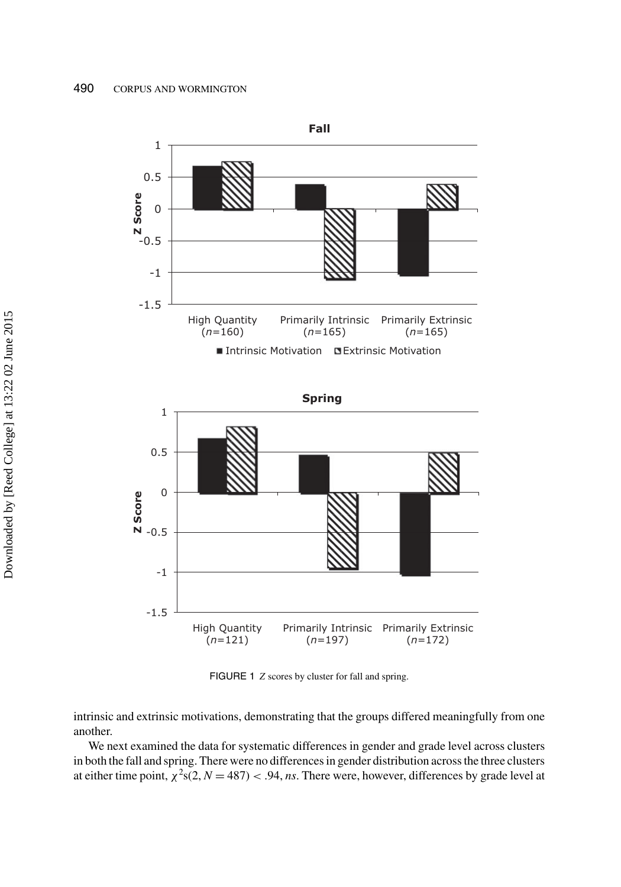FIGURE 1 $Z$ scores by cluster for fall and spring.

intrinsic and extrinsic motivations, demonstrating that the groups differed meaningfully from one another.

We next examined the data for systematic differences in gender and grade level across clusters in both the fall and spring. There were no differences in gender distribution across the three clusters at either time point, $\chi^2$s$(2, N = 487) < .94$, *ns*. There were, however, differences by grade level at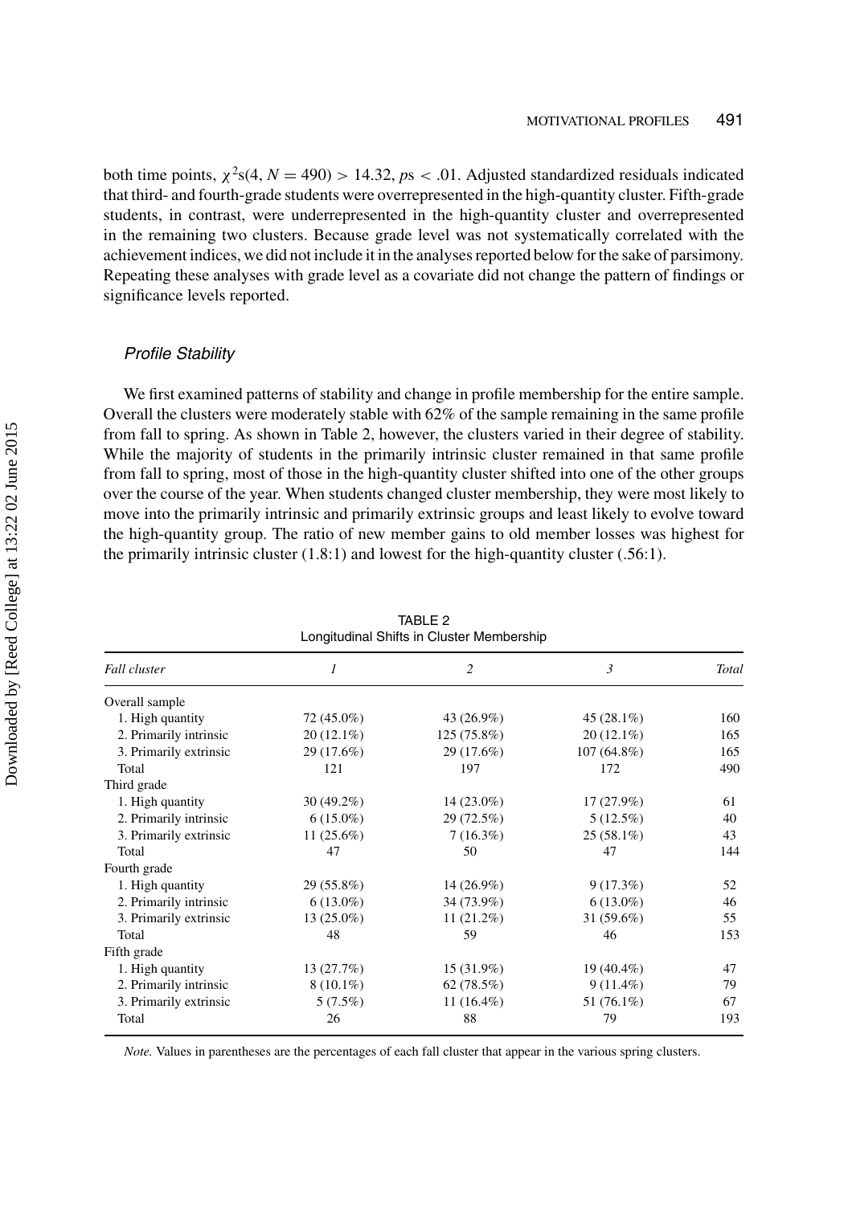both time points, $\chi^2$s(4, $N = 490$) > 14.32, $p$s < .01. Adjusted standardized residuals indicated that third- and fourth-grade students were overrepresented in the high-quantity cluster. Fifth-grade students, in contrast, were underrepresented in the high-quantity cluster and overrepresented in the remaining two clusters. Because grade level was not systematically correlated with the achievement indices, we did not include it in the analyses reported below for the sake of parsimony. Repeating these analyses with grade level as a covariate did not change the pattern of findings or significance levels reported.

### *Profile Stability*

We first examined patterns of stability and change in profile membership for the entire sample. Overall the clusters were moderately stable with 62% of the sample remaining in the same profile from fall to spring. As shown in Table 2, however, the clusters varied in their degree of stability. While the majority of students in the primarily intrinsic cluster remained in that same profile from fall to spring, most of those in the high-quantity cluster shifted into one of the other groups over the course of the year. When students changed cluster membership, they were most likely to move into the primarily intrinsic and primarily extrinsic groups and least likely to evolve toward the high-quantity group. The ratio of new member gains to old member losses was highest for the primarily intrinsic cluster (1.8:1) and lowest for the high-quantity cluster (.56:1).

TABLE 2
Longitudinal Shifts in Cluster Membership

| *Fall cluster* | *1* | *2* | *3* | *Total* |
|---|---|---|---|---|
| Overall sample | | | | |
| 1. High quantity | 72 (45.0%) | 43 (26.9%) | 45 (28.1%) | 160 |
| 2. Primarily intrinsic | 20 (12.1%) | 125 (75.8%) | 20 (12.1%) | 165 |
| 3. Primarily extrinsic | 29 (17.6%) | 29 (17.6%) | 107 (64.8%) | 165 |
| Total | 121 | 197 | 172 | 490 |
| Third grade | | | | |
| 1. High quantity | 30 (49.2%) | 14 (23.0%) | 17 (27.9%) | 61 |
| 2. Primarily intrinsic | 6 (15.0%) | 29 (72.5%) | 5 (12.5%) | 40 |
| 3. Primarily extrinsic | 11 (25.6%) | 7 (16.3%) | 25 (58.1%) | 43 |
| Total | 47 | 50 | 47 | 144 |
| Fourth grade | | | | |
| 1. High quantity | 29 (55.8%) | 14 (26.9%) | 9 (17.3%) | 52 |
| 2. Primarily intrinsic | 6 (13.0%) | 34 (73.9%) | 6 (13.0%) | 46 |
| 3. Primarily extrinsic | 13 (25.0%) | 11 (21.2%) | 31 (59.6%) | 55 |
| Total | 48 | 59 | 46 | 153 |
| Fifth grade | | | | |
| 1. High quantity | 13 (27.7%) | 15 (31.9%) | 19 (40.4%) | 47 |
| 2. Primarily intrinsic | 8 (10.1%) | 62 (78.5%) | 9 (11.4%) | 79 |
| 3. Primarily extrinsic | 5 (7.5%) | 11 (16.4%) | 51 (76.1%) | 67 |
| Total | 26 | 88 | 79 | 193 |

*Note.* Values in parentheses are the percentages of each fall cluster that appear in the various spring clusters.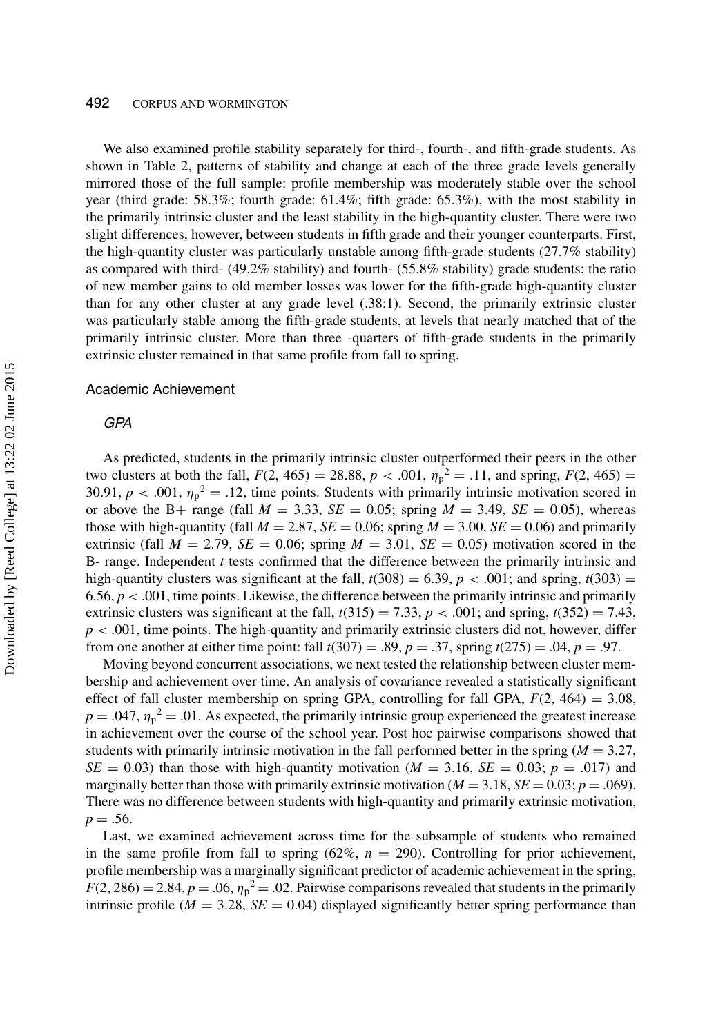We also examined profile stability separately for third-, fourth-, and fifth-grade students. As shown in Table 2, patterns of stability and change at each of the three grade levels generally mirrored those of the full sample: profile membership was moderately stable over the school year (third grade: 58.3%; fourth grade: 61.4%; fifth grade: 65.3%), with the most stability in the primarily intrinsic cluster and the least stability in the high-quantity cluster. There were two slight differences, however, between students in fifth grade and their younger counterparts. First, the high-quantity cluster was particularly unstable among fifth-grade students (27.7% stability) as compared with third- (49.2% stability) and fourth- (55.8% stability) grade students; the ratio of new member gains to old member losses was lower for the fifth-grade high-quantity cluster than for any other cluster at any grade level (.38:1). Second, the primarily extrinsic cluster was particularly stable among the fifth-grade students, at levels that nearly matched that of the primarily intrinsic cluster. More than three -quarters of fifth-grade students in the primarily extrinsic cluster remained in that same profile from fall to spring.

## Academic Achievement

### *GPA*

As predicted, students in the primarily intrinsic cluster outperformed their peers in the other two clusters at both the fall, $F(2, 465) = 28.88$, $p < .001$, $\eta_p^2 = .11$, and spring, $F(2, 465) = 30.91$, $p < .001$, $\eta_p^2 = .12$, time points. Students with primarily intrinsic motivation scored in or above the B+ range (fall $M = 3.33$, $SE = 0.05$; spring $M = 3.49$, $SE = 0.05$), whereas those with high-quantity (fall $M = 2.87$, $SE = 0.06$; spring $M = 3.00$, $SE = 0.06$) and primarily extrinsic (fall $M = 2.79$, $SE = 0.06$; spring $M = 3.01$, $SE = 0.05$) motivation scored in the B- range. Independent *t* tests confirmed that the difference between the primarily intrinsic and high-quantity clusters was significant at the fall, $t(308) = 6.39$, $p < .001$; and spring, $t(303) = 6.56$, $p < .001$, time points. Likewise, the difference between the primarily intrinsic and primarily extrinsic clusters was significant at the fall, $t(315) = 7.33$, $p < .001$; and spring, $t(352) = 7.43$, $p < .001$, time points. The high-quantity and primarily extrinsic clusters did not, however, differ from one another at either time point: fall $t(307) = .89$, $p = .37$, spring $t(275) = .04$, $p = .97$.

Moving beyond concurrent associations, we next tested the relationship between cluster membership and achievement over time. An analysis of covariance revealed a statistically significant effect of fall cluster membership on spring GPA, controlling for fall GPA, $F(2, 464) = 3.08$, $p = .047$, $\eta_p^2 = .01$. As expected, the primarily intrinsic group experienced the greatest increase in achievement over the course of the school year. Post hoc pairwise comparisons showed that students with primarily intrinsic motivation in the fall performed better in the spring ($M = 3.27$, $SE = 0.03$) than those with high-quantity motivation ($M = 3.16$, $SE = 0.03$; $p = .017$) and marginally better than those with primarily extrinsic motivation ($M = 3.18$, $SE = 0.03$; $p = .069$). There was no difference between students with high-quantity and primarily extrinsic motivation, $p = .56$.

Last, we examined achievement across time for the subsample of students who remained in the same profile from fall to spring (62%, $n = 290$). Controlling for prior achievement, profile membership was a marginally significant predictor of academic achievement in the spring, $F(2, 286) = 2.84$, $p = .06$, $\eta_p^2 = .02$. Pairwise comparisons revealed that students in the primarily intrinsic profile ($M = 3.28$, $SE = 0.04$) displayed significantly better spring performance than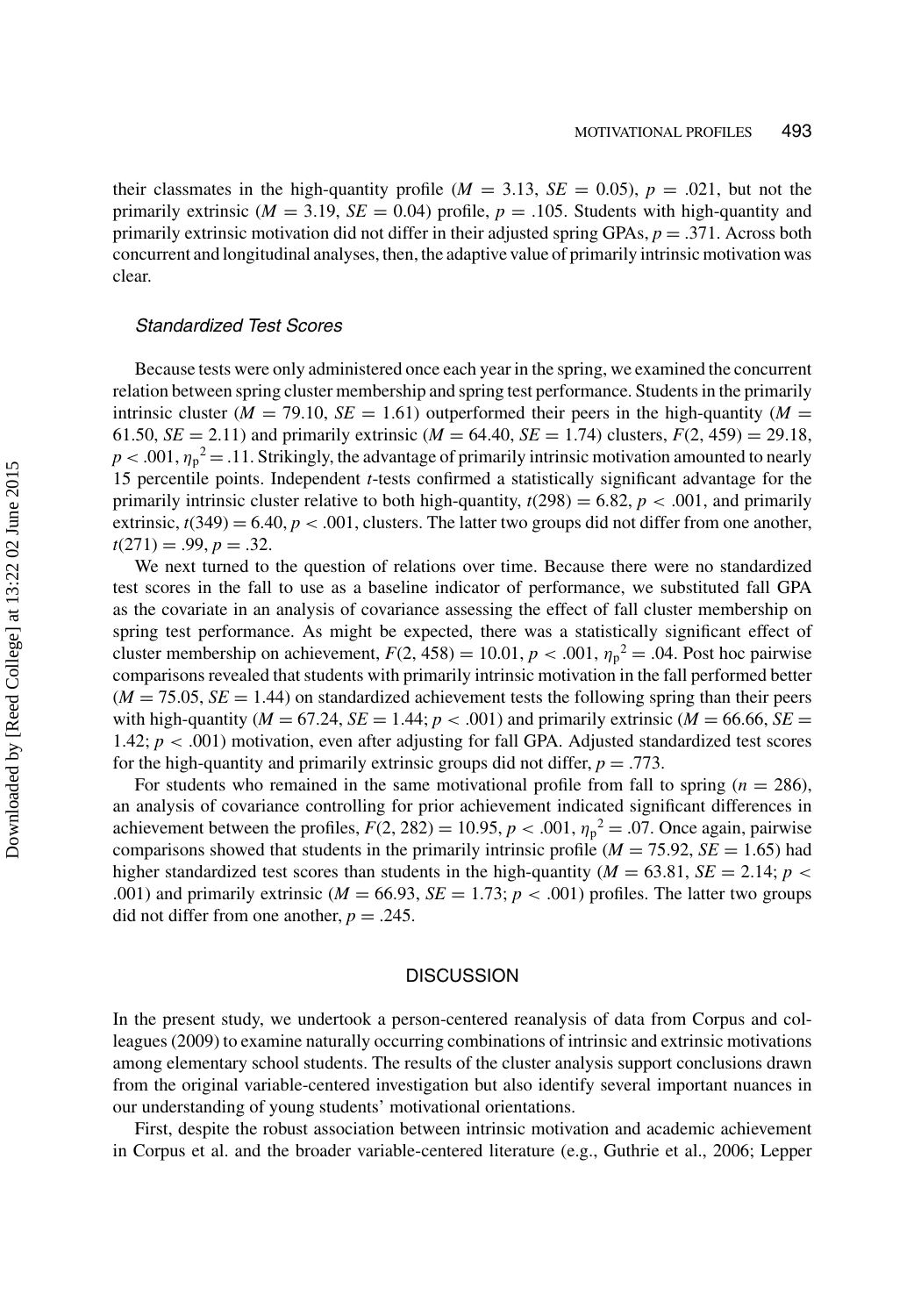their classmates in the high-quantity profile ($M = 3.13$, $SE = 0.05$), $p = .021$, but not the primarily extrinsic ($M = 3.19$, $SE = 0.04$) profile, $p = .105$. Students with high-quantity and primarily extrinsic motivation did not differ in their adjusted spring GPAs, $p = .371$. Across both concurrent and longitudinal analyses, then, the adaptive value of primarily intrinsic motivation was clear.

### *Standardized Test Scores*

Because tests were only administered once each year in the spring, we examined the concurrent relation between spring cluster membership and spring test performance. Students in the primarily intrinsic cluster ($M = 79.10$, $SE = 1.61$) outperformed their peers in the high-quantity ($M = 61.50$, $SE = 2.11$) and primarily extrinsic ($M = 64.40$, $SE = 1.74$) clusters, $F(2, 459) = 29.18$, $p < .001$, $\eta_p^2 = .11$. Strikingly, the advantage of primarily intrinsic motivation amounted to nearly 15 percentile points. Independent *t*-tests confirmed a statistically significant advantage for the primarily intrinsic cluster relative to both high-quantity, $t(298) = 6.82$, $p < .001$, and primarily extrinsic, $t(349) = 6.40$, $p < .001$, clusters. The latter two groups did not differ from one another, $t(271) = .99$, $p = .32$.

We next turned to the question of relations over time. Because there were no standardized test scores in the fall to use as a baseline indicator of performance, we substituted fall GPA as the covariate in an analysis of covariance assessing the effect of fall cluster membership on spring test performance. As might be expected, there was a statistically significant effect of cluster membership on achievement, $F(2, 458) = 10.01$, $p < .001$, $\eta_p^2 = .04$. Post hoc pairwise comparisons revealed that students with primarily intrinsic motivation in the fall performed better ($M = 75.05$, $SE = 1.44$) on standardized achievement tests the following spring than their peers with high-quantity ($M = 67.24$, $SE = 1.44$; $p < .001$) and primarily extrinsic ($M = 66.66$, $SE = 1.42$; $p < .001$) motivation, even after adjusting for fall GPA. Adjusted standardized test scores for the high-quantity and primarily extrinsic groups did not differ, $p = .773$.

For students who remained in the same motivational profile from fall to spring ($n = 286$), an analysis of covariance controlling for prior achievement indicated significant differences in achievement between the profiles, $F(2, 282) = 10.95$, $p < .001$, $\eta_p^2 = .07$. Once again, pairwise comparisons showed that students in the primarily intrinsic profile ($M = 75.92$, $SE = 1.65$) had higher standardized test scores than students in the high-quantity ($M = 63.81$, $SE = 2.14$; $p < .001$) and primarily extrinsic ($M = 66.93$, $SE = 1.73$; $p < .001$) profiles. The latter two groups did not differ from one another, $p = .245$.

## DISCUSSION

In the present study, we undertook a person-centered reanalysis of data from Corpus and colleagues (2009) to examine naturally occurring combinations of intrinsic and extrinsic motivations among elementary school students. The results of the cluster analysis support conclusions drawn from the original variable-centered investigation but also identify several important nuances in our understanding of young students' motivational orientations.

First, despite the robust association between intrinsic motivation and academic achievement in Corpus et al. and the broader variable-centered literature (e.g., Guthrie et al., 2006; Lepper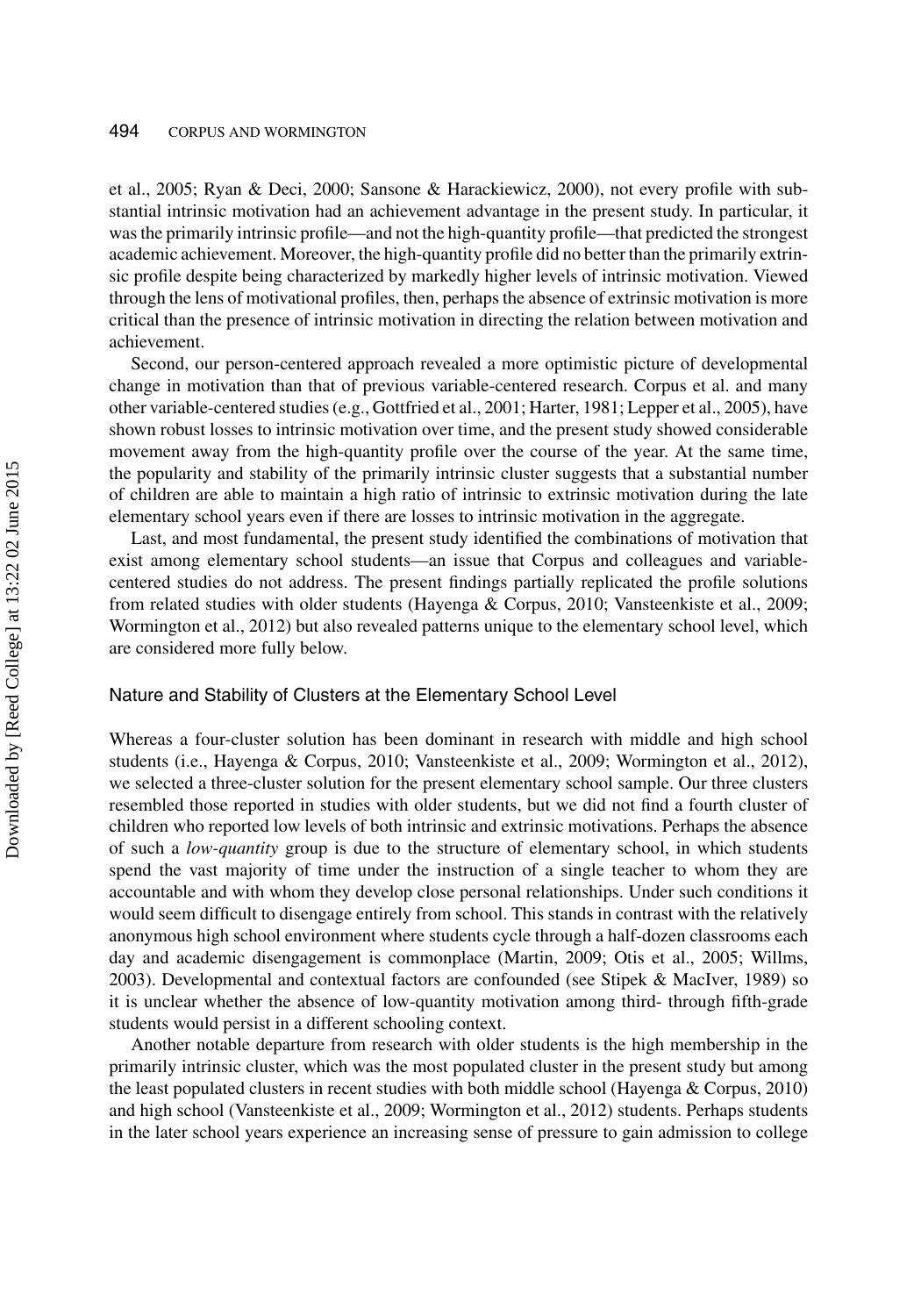et al., 2005; Ryan & Deci, 2000; Sansone & Harackiewicz, 2000), not every profile with substantial intrinsic motivation had an achievement advantage in the present study. In particular, it was the primarily intrinsic profile—and not the high-quantity profile—that predicted the strongest academic achievement. Moreover, the high-quantity profile did no better than the primarily extrinsic profile despite being characterized by markedly higher levels of intrinsic motivation. Viewed through the lens of motivational profiles, then, perhaps the absence of extrinsic motivation is more critical than the presence of intrinsic motivation in directing the relation between motivation and achievement.

Second, our person-centered approach revealed a more optimistic picture of developmental change in motivation than that of previous variable-centered research. Corpus et al. and many other variable-centered studies (e.g., Gottfried et al., 2001; Harter, 1981; Lepper et al., 2005), have shown robust losses to intrinsic motivation over time, and the present study showed considerable movement away from the high-quantity profile over the course of the year. At the same time, the popularity and stability of the primarily intrinsic cluster suggests that a substantial number of children are able to maintain a high ratio of intrinsic to extrinsic motivation during the late elementary school years even if there are losses to intrinsic motivation in the aggregate.

Last, and most fundamental, the present study identified the combinations of motivation that exist among elementary school students—an issue that Corpus and colleagues and variable-centered studies do not address. The present findings partially replicated the profile solutions from related studies with older students (Hayenga & Corpus, 2010; Vansteenkiste et al., 2009; Wormington et al., 2012) but also revealed patterns unique to the elementary school level, which are considered more fully below.

### Nature and Stability of Clusters at the Elementary School Level

Whereas a four-cluster solution has been dominant in research with middle and high school students (i.e., Hayenga & Corpus, 2010; Vansteenkiste et al., 2009; Wormington et al., 2012), we selected a three-cluster solution for the present elementary school sample. Our three clusters resembled those reported in studies with older students, but we did not find a fourth cluster of children who reported low levels of both intrinsic and extrinsic motivations. Perhaps the absence of such a *low-quantity* group is due to the structure of elementary school, in which students spend the vast majority of time under the instruction of a single teacher to whom they are accountable and with whom they develop close personal relationships. Under such conditions it would seem difficult to disengage entirely from school. This stands in contrast with the relatively anonymous high school environment where students cycle through a half-dozen classrooms each day and academic disengagement is commonplace (Martin, 2009; Otis et al., 2005; Willms, 2003). Developmental and contextual factors are confounded (see Stipek & MacIver, 1989) so it is unclear whether the absence of low-quantity motivation among third- through fifth-grade students would persist in a different schooling context.

Another notable departure from research with older students is the high membership in the primarily intrinsic cluster, which was the most populated cluster in the present study but among the least populated clusters in recent studies with both middle school (Hayenga & Corpus, 2010) and high school (Vansteenkiste et al., 2009; Wormington et al., 2012) students. Perhaps students in the later school years experience an increasing sense of pressure to gain admission to college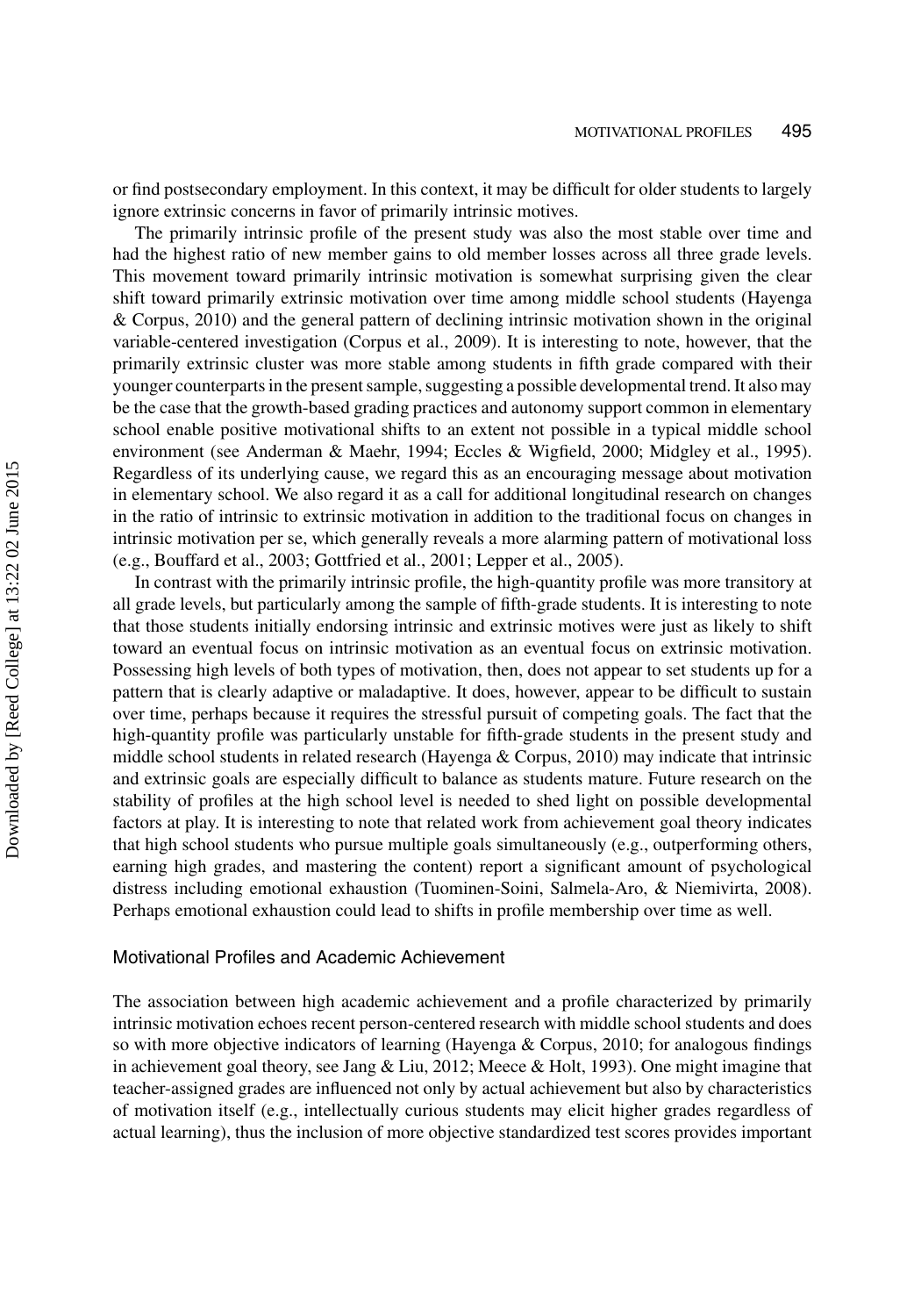or find postsecondary employment. In this context, it may be difficult for older students to largely ignore extrinsic concerns in favor of primarily intrinsic motives.

The primarily intrinsic profile of the present study was also the most stable over time and had the highest ratio of new member gains to old member losses across all three grade levels. This movement toward primarily intrinsic motivation is somewhat surprising given the clear shift toward primarily extrinsic motivation over time among middle school students (Hayenga & Corpus, 2010) and the general pattern of declining intrinsic motivation shown in the original variable-centered investigation (Corpus et al., 2009). It is interesting to note, however, that the primarily extrinsic cluster was more stable among students in fifth grade compared with their younger counterparts in the present sample, suggesting a possible developmental trend. It also may be the case that the growth-based grading practices and autonomy support common in elementary school enable positive motivational shifts to an extent not possible in a typical middle school environment (see Anderman & Maehr, 1994; Eccles & Wigfield, 2000; Midgley et al., 1995). Regardless of its underlying cause, we regard this as an encouraging message about motivation in elementary school. We also regard it as a call for additional longitudinal research on changes in the ratio of intrinsic to extrinsic motivation in addition to the traditional focus on changes in intrinsic motivation per se, which generally reveals a more alarming pattern of motivational loss (e.g., Bouffard et al., 2003; Gottfried et al., 2001; Lepper et al., 2005).

In contrast with the primarily intrinsic profile, the high-quantity profile was more transitory at all grade levels, but particularly among the sample of fifth-grade students. It is interesting to note that those students initially endorsing intrinsic and extrinsic motives were just as likely to shift toward an eventual focus on intrinsic motivation as an eventual focus on extrinsic motivation. Possessing high levels of both types of motivation, then, does not appear to set students up for a pattern that is clearly adaptive or maladaptive. It does, however, appear to be difficult to sustain over time, perhaps because it requires the stressful pursuit of competing goals. The fact that the high-quantity profile was particularly unstable for fifth-grade students in the present study and middle school students in related research (Hayenga & Corpus, 2010) may indicate that intrinsic and extrinsic goals are especially difficult to balance as students mature. Future research on the stability of profiles at the high school level is needed to shed light on possible developmental factors at play. It is interesting to note that related work from achievement goal theory indicates that high school students who pursue multiple goals simultaneously (e.g., outperforming others, earning high grades, and mastering the content) report a significant amount of psychological distress including emotional exhaustion (Tuominen-Soini, Salmela-Aro, & Niemivirta, 2008). Perhaps emotional exhaustion could lead to shifts in profile membership over time as well.

### Motivational Profiles and Academic Achievement

The association between high academic achievement and a profile characterized by primarily intrinsic motivation echoes recent person-centered research with middle school students and does so with more objective indicators of learning (Hayenga & Corpus, 2010; for analogous findings in achievement goal theory, see Jang & Liu, 2012; Meece & Holt, 1993). One might imagine that teacher-assigned grades are influenced not only by actual achievement but also by characteristics of motivation itself (e.g., intellectually curious students may elicit higher grades regardless of actual learning), thus the inclusion of more objective standardized test scores provides important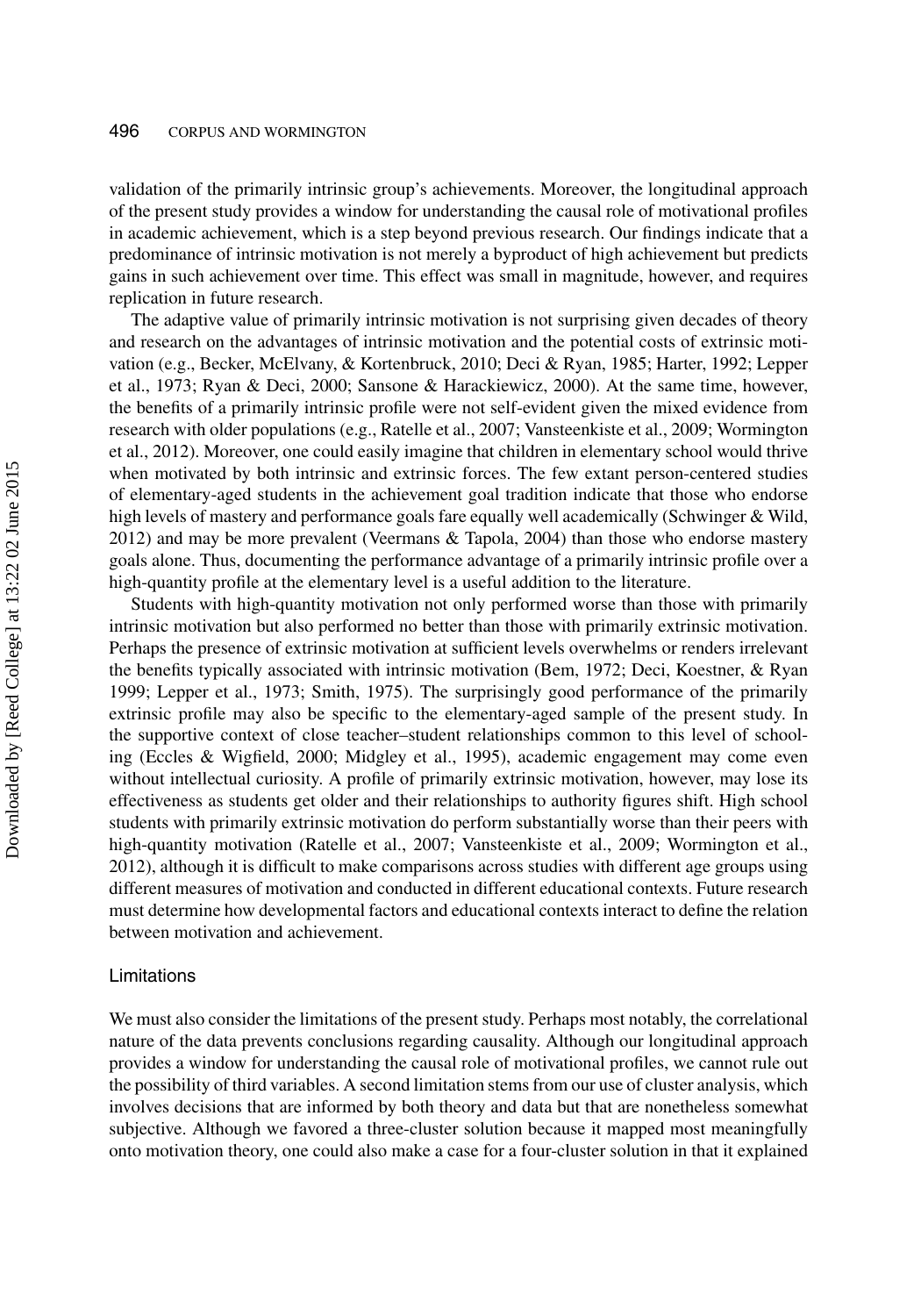validation of the primarily intrinsic group's achievements. Moreover, the longitudinal approach of the present study provides a window for understanding the causal role of motivational profiles in academic achievement, which is a step beyond previous research. Our findings indicate that a predominance of intrinsic motivation is not merely a byproduct of high achievement but predicts gains in such achievement over time. This effect was small in magnitude, however, and requires replication in future research.

The adaptive value of primarily intrinsic motivation is not surprising given decades of theory and research on the advantages of intrinsic motivation and the potential costs of extrinsic motivation (e.g., Becker, McElvany, & Kortenbruck, 2010; Deci & Ryan, 1985; Harter, 1992; Lepper et al., 1973; Ryan & Deci, 2000; Sansone & Harackiewicz, 2000). At the same time, however, the benefits of a primarily intrinsic profile were not self-evident given the mixed evidence from research with older populations (e.g., Ratelle et al., 2007; Vansteenkiste et al., 2009; Wormington et al., 2012). Moreover, one could easily imagine that children in elementary school would thrive when motivated by both intrinsic and extrinsic forces. The few extant person-centered studies of elementary-aged students in the achievement goal tradition indicate that those who endorse high levels of mastery and performance goals fare equally well academically (Schwinger & Wild, 2012) and may be more prevalent (Veermans & Tapola, 2004) than those who endorse mastery goals alone. Thus, documenting the performance advantage of a primarily intrinsic profile over a high-quantity profile at the elementary level is a useful addition to the literature.

Students with high-quantity motivation not only performed worse than those with primarily intrinsic motivation but also performed no better than those with primarily extrinsic motivation. Perhaps the presence of extrinsic motivation at sufficient levels overwhelms or renders irrelevant the benefits typically associated with intrinsic motivation (Bem, 1972; Deci, Koestner, & Ryan 1999; Lepper et al., 1973; Smith, 1975). The surprisingly good performance of the primarily extrinsic profile may also be specific to the elementary-aged sample of the present study. In the supportive context of close teacher–student relationships common to this level of schooling (Eccles & Wigfield, 2000; Midgley et al., 1995), academic engagement may come even without intellectual curiosity. A profile of primarily extrinsic motivation, however, may lose its effectiveness as students get older and their relationships to authority figures shift. High school students with primarily extrinsic motivation do perform substantially worse than their peers with high-quantity motivation (Ratelle et al., 2007; Vansteenkiste et al., 2009; Wormington et al., 2012), although it is difficult to make comparisons across studies with different age groups using different measures of motivation and conducted in different educational contexts. Future research must determine how developmental factors and educational contexts interact to define the relation between motivation and achievement.

### Limitations

We must also consider the limitations of the present study. Perhaps most notably, the correlational nature of the data prevents conclusions regarding causality. Although our longitudinal approach provides a window for understanding the causal role of motivational profiles, we cannot rule out the possibility of third variables. A second limitation stems from our use of cluster analysis, which involves decisions that are informed by both theory and data but that are nonetheless somewhat subjective. Although we favored a three-cluster solution because it mapped most meaningfully onto motivation theory, one could also make a case for a four-cluster solution in that it explained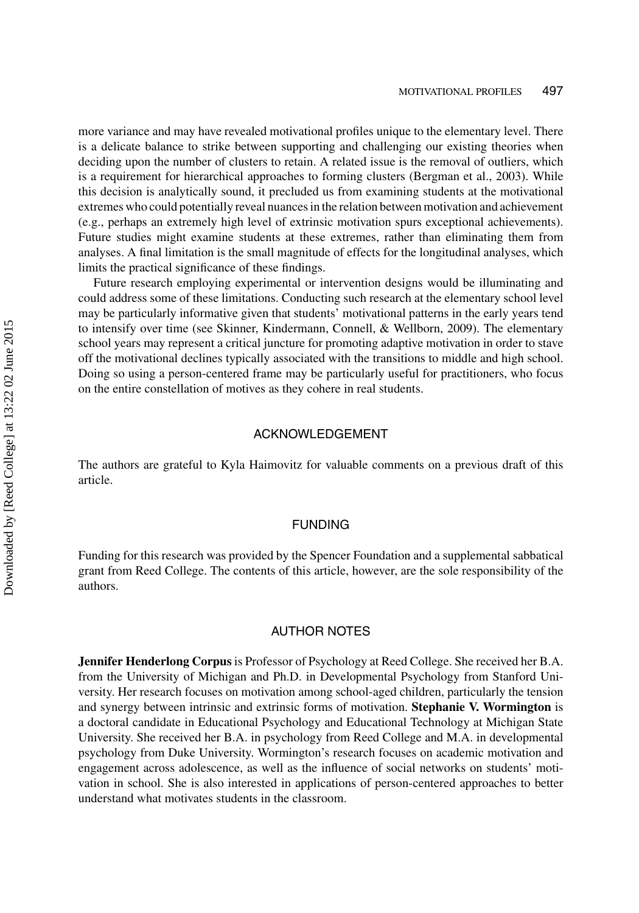more variance and may have revealed motivational profiles unique to the elementary level. There is a delicate balance to strike between supporting and challenging our existing theories when deciding upon the number of clusters to retain. A related issue is the removal of outliers, which is a requirement for hierarchical approaches to forming clusters (Bergman et al., 2003). While this decision is analytically sound, it precluded us from examining students at the motivational extremes who could potentially reveal nuances in the relation between motivation and achievement (e.g., perhaps an extremely high level of extrinsic motivation spurs exceptional achievements). Future studies might examine students at these extremes, rather than eliminating them from analyses. A final limitation is the small magnitude of effects for the longitudinal analyses, which limits the practical significance of these findings.

Future research employing experimental or intervention designs would be illuminating and could address some of these limitations. Conducting such research at the elementary school level may be particularly informative given that students' motivational patterns in the early years tend to intensify over time (see Skinner, Kindermann, Connell, & Wellborn, 2009). The elementary school years may represent a critical juncture for promoting adaptive motivation in order to stave off the motivational declines typically associated with the transitions to middle and high school. Doing so using a person-centered frame may be particularly useful for practitioners, who focus on the entire constellation of motives as they cohere in real students.

## ACKNOWLEDGEMENT

The authors are grateful to Kyla Haimovitz for valuable comments on a previous draft of this article.

## FUNDING

Funding for this research was provided by the Spencer Foundation and a supplemental sabbatical grant from Reed College. The contents of this article, however, are the sole responsibility of the authors.

## AUTHOR NOTES

**Jennifer Henderlong Corpus** is Professor of Psychology at Reed College. She received her B.A. from the University of Michigan and Ph.D. in Developmental Psychology from Stanford University. Her research focuses on motivation among school-aged children, particularly the tension and synergy between intrinsic and extrinsic forms of motivation. **Stephanie V. Wormington** is a doctoral candidate in Educational Psychology and Educational Technology at Michigan State University. She received her B.A. in psychology from Reed College and M.A. in developmental psychology from Duke University. Wormington's research focuses on academic motivation and engagement across adolescence, as well as the influence of social networks on students' motivation in school. She is also interested in applications of person-centered approaches to better understand what motivates students in the classroom.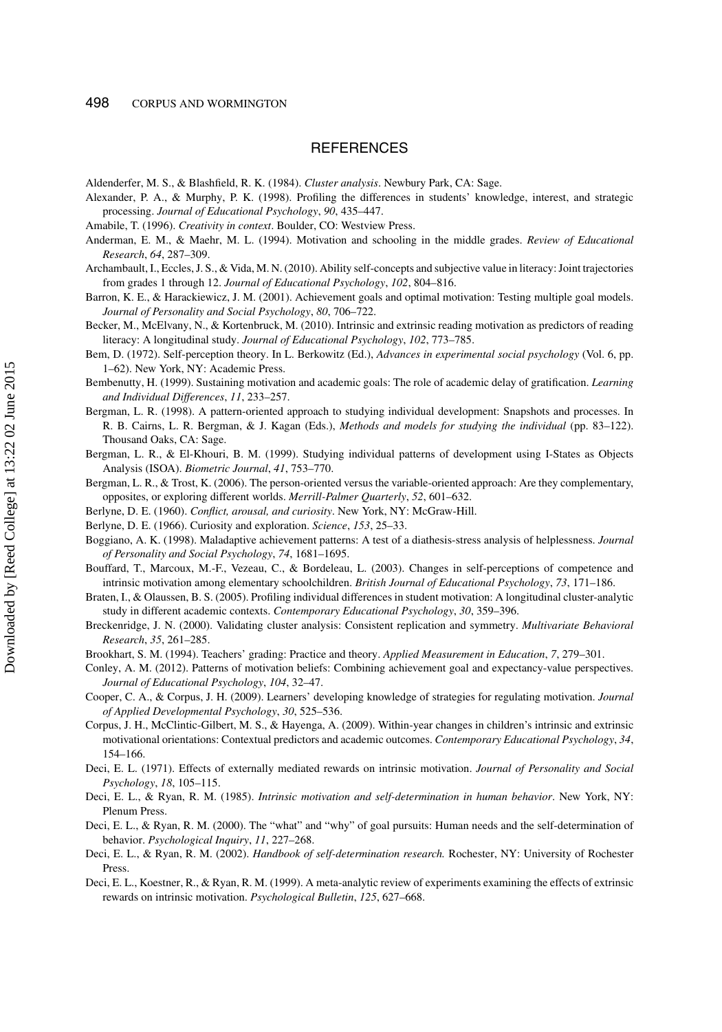## REFERENCES

Aldenderfer, M. S., & Blashfield, R. K. (1984). *Cluster analysis*. Newbury Park, CA: Sage.

Alexander, P. A., & Murphy, P. K. (1998). Profiling the differences in students' knowledge, interest, and strategic processing. *Journal of Educational Psychology*, *90*, 435–447.

Amabile, T. (1996). *Creativity in context*. Boulder, CO: Westview Press.

Anderman, E. M., & Maehr, M. L. (1994). Motivation and schooling in the middle grades. *Review of Educational Research*, *64*, 287–309.

Archambault, I., Eccles, J. S., & Vida, M. N. (2010). Ability self-concepts and subjective value in literacy: Joint trajectories from grades 1 through 12. *Journal of Educational Psychology*, *102*, 804–816.

Barron, K. E., & Harackiewicz, J. M. (2001). Achievement goals and optimal motivation: Testing multiple goal models. *Journal of Personality and Social Psychology*, *80*, 706–722.

Becker, M., McElvany, N., & Kortenbruck, M. (2010). Intrinsic and extrinsic reading motivation as predictors of reading literacy: A longitudinal study. *Journal of Educational Psychology*, *102*, 773–785.

Bem, D. (1972). Self-perception theory. In L. Berkowitz (Ed.), *Advances in experimental social psychology* (Vol. 6, pp. 1–62). New York, NY: Academic Press.

Bembenutty, H. (1999). Sustaining motivation and academic goals: The role of academic delay of gratification. *Learning and Individual Differences*, *11*, 233–257.

Bergman, L. R. (1998). A pattern-oriented approach to studying individual development: Snapshots and processes. In R. B. Cairns, L. R. Bergman, & J. Kagan (Eds.), *Methods and models for studying the individual* (pp. 83–122). Thousand Oaks, CA: Sage.

Bergman, L. R., & El-Khouri, B. M. (1999). Studying individual patterns of development using I-States as Objects Analysis (ISOA). *Biometric Journal*, *41*, 753–770.

Bergman, L. R., & Trost, K. (2006). The person-oriented versus the variable-oriented approach: Are they complementary, opposites, or exploring different worlds. *Merrill-Palmer Quarterly*, *52*, 601–632.

Berlyne, D. E. (1960). *Conflict, arousal, and curiosity*. New York, NY: McGraw-Hill.

Berlyne, D. E. (1966). Curiosity and exploration. *Science*, *153*, 25–33.

Boggiano, A. K. (1998). Maladaptive achievement patterns: A test of a diathesis-stress analysis of helplessness. *Journal of Personality and Social Psychology*, *74*, 1681–1695.

Bouffard, T., Marcoux, M.-F., Vezeau, C., & Bordeleau, L. (2003). Changes in self-perceptions of competence and intrinsic motivation among elementary schoolchildren. *British Journal of Educational Psychology*, *73*, 171–186.

Braten, I., & Olaussen, B. S. (2005). Profiling individual differences in student motivation: A longitudinal cluster-analytic study in different academic contexts. *Contemporary Educational Psychology*, *30*, 359–396.

Breckenridge, J. N. (2000). Validating cluster analysis: Consistent replication and symmetry. *Multivariate Behavioral Research*, *35*, 261–285.

Brookhart, S. M. (1994). Teachers' grading: Practice and theory. *Applied Measurement in Education*, *7*, 279–301.

Conley, A. M. (2012). Patterns of motivation beliefs: Combining achievement goal and expectancy-value perspectives. *Journal of Educational Psychology*, *104*, 32–47.

Cooper, C. A., & Corpus, J. H. (2009). Learners' developing knowledge of strategies for regulating motivation. *Journal of Applied Developmental Psychology*, *30*, 525–536.

Corpus, J. H., McClintic-Gilbert, M. S., & Hayenga, A. (2009). Within-year changes in children's intrinsic and extrinsic motivational orientations: Contextual predictors and academic outcomes. *Contemporary Educational Psychology*, *34*, 154–166.

Deci, E. L. (1971). Effects of externally mediated rewards on intrinsic motivation. *Journal of Personality and Social Psychology*, *18*, 105–115.

Deci, E. L., & Ryan, R. M. (1985). *Intrinsic motivation and self-determination in human behavior*. New York, NY: Plenum Press.

Deci, E. L., & Ryan, R. M. (2000). The "what" and "why" of goal pursuits: Human needs and the self-determination of behavior. *Psychological Inquiry*, *11*, 227–268.

Deci, E. L., & Ryan, R. M. (2002). *Handbook of self-determination research.* Rochester, NY: University of Rochester Press.

Deci, E. L., Koestner, R., & Ryan, R. M. (1999). A meta-analytic review of experiments examining the effects of extrinsic rewards on intrinsic motivation. *Psychological Bulletin*, *125*, 627–668.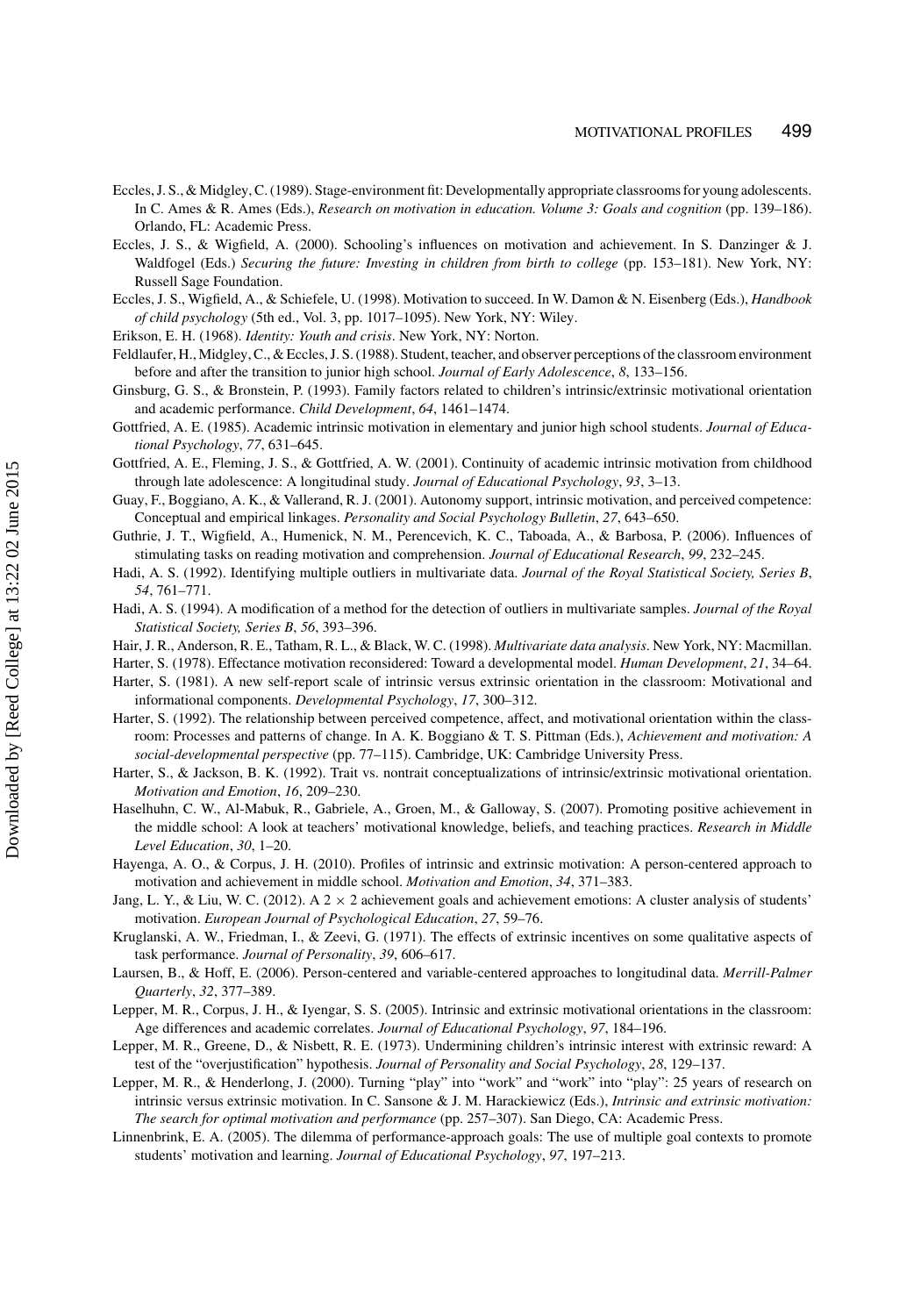Eccles, J. S., & Midgley, C. (1989). Stage-environment fit: Developmentally appropriate classrooms for young adolescents. In C. Ames & R. Ames (Eds.), *Research on motivation in education. Volume 3: Goals and cognition* (pp. 139–186). Orlando, FL: Academic Press.

Eccles, J. S., & Wigfield, A. (2000). Schooling's influences on motivation and achievement. In S. Danzinger & J. Waldfogel (Eds.) *Securing the future: Investing in children from birth to college* (pp. 153–181). New York, NY: Russell Sage Foundation.

Eccles, J. S., Wigfield, A., & Schiefele, U. (1998). Motivation to succeed. In W. Damon & N. Eisenberg (Eds.), *Handbook of child psychology* (5th ed., Vol. 3, pp. 1017–1095). New York, NY: Wiley.

Erikson, E. H. (1968). *Identity: Youth and crisis*. New York, NY: Norton.

Feldlaufer, H., Midgley, C., & Eccles, J. S. (1988). Student, teacher, and observer perceptions of the classroom environment before and after the transition to junior high school. *Journal of Early Adolescence*, *8*, 133–156.

Ginsburg, G. S., & Bronstein, P. (1993). Family factors related to children's intrinsic/extrinsic motivational orientation and academic performance. *Child Development*, *64*, 1461–1474.

Gottfried, A. E. (1985). Academic intrinsic motivation in elementary and junior high school students. *Journal of Educational Psychology*, *77*, 631–645.

Gottfried, A. E., Fleming, J. S., & Gottfried, A. W. (2001). Continuity of academic intrinsic motivation from childhood through late adolescence: A longitudinal study. *Journal of Educational Psychology*, *93*, 3–13.

Guay, F., Boggiano, A. K., & Vallerand, R. J. (2001). Autonomy support, intrinsic motivation, and perceived competence: Conceptual and empirical linkages. *Personality and Social Psychology Bulletin*, *27*, 643–650.

Guthrie, J. T., Wigfield, A., Humenick, N. M., Perencevich, K. C., Taboada, A., & Barbosa, P. (2006). Influences of stimulating tasks on reading motivation and comprehension. *Journal of Educational Research*, *99*, 232–245.

Hadi, A. S. (1992). Identifying multiple outliers in multivariate data. *Journal of the Royal Statistical Society, Series B*, *54*, 761–771.

Hadi, A. S. (1994). A modification of a method for the detection of outliers in multivariate samples. *Journal of the Royal Statistical Society, Series B*, *56*, 393–396.

Hair, J. R., Anderson, R. E., Tatham, R. L., & Black, W. C. (1998). *Multivariate data analysis*. New York, NY: Macmillan.

Harter, S. (1978). Effectance motivation reconsidered: Toward a developmental model. *Human Development*, *21*, 34–64.

Harter, S. (1981). A new self-report scale of intrinsic versus extrinsic orientation in the classroom: Motivational and informational components. *Developmental Psychology*, *17*, 300–312.

Harter, S. (1992). The relationship between perceived competence, affect, and motivational orientation within the classroom: Processes and patterns of change. In A. K. Boggiano & T. S. Pittman (Eds.), *Achievement and motivation: A social-developmental perspective* (pp. 77–115). Cambridge, UK: Cambridge University Press.

Harter, S., & Jackson, B. K. (1992). Trait vs. nontrait conceptualizations of intrinsic/extrinsic motivational orientation. *Motivation and Emotion*, *16*, 209–230.

Haselhuhn, C. W., Al-Mabuk, R., Gabriele, A., Groen, M., & Galloway, S. (2007). Promoting positive achievement in the middle school: A look at teachers' motivational knowledge, beliefs, and teaching practices. *Research in Middle Level Education*, *30*, 1–20.

Hayenga, A. O., & Corpus, J. H. (2010). Profiles of intrinsic and extrinsic motivation: A person-centered approach to motivation and achievement in middle school. *Motivation and Emotion*, *34*, 371–383.

Jang, L. Y., & Liu, W. C. (2012). A $2 \times 2$ achievement goals and achievement emotions: A cluster analysis of students' motivation. *European Journal of Psychological Education*, *27*, 59–76.

Kruglanski, A. W., Friedman, I., & Zeevi, G. (1971). The effects of extrinsic incentives on some qualitative aspects of task performance. *Journal of Personality*, *39*, 606–617.

Laursen, B., & Hoff, E. (2006). Person-centered and variable-centered approaches to longitudinal data. *Merrill-Palmer Quarterly*, *32*, 377–389.

Lepper, M. R., Corpus, J. H., & Iyengar, S. S. (2005). Intrinsic and extrinsic motivational orientations in the classroom: Age differences and academic correlates. *Journal of Educational Psychology*, *97*, 184–196.

Lepper, M. R., Greene, D., & Nisbett, R. E. (1973). Undermining children's intrinsic interest with extrinsic reward: A test of the "overjustification" hypothesis. *Journal of Personality and Social Psychology*, *28*, 129–137.

Lepper, M. R., & Henderlong, J. (2000). Turning "play" into "work" and "work" into "play": 25 years of research on intrinsic versus extrinsic motivation. In C. Sansone & J. M. Harackiewicz (Eds.), *Intrinsic and extrinsic motivation: The search for optimal motivation and performance* (pp. 257–307). San Diego, CA: Academic Press.

Linnenbrink, E. A. (2005). The dilemma of performance-approach goals: The use of multiple goal contexts to promote students' motivation and learning. *Journal of Educational Psychology*, *97*, 197–213.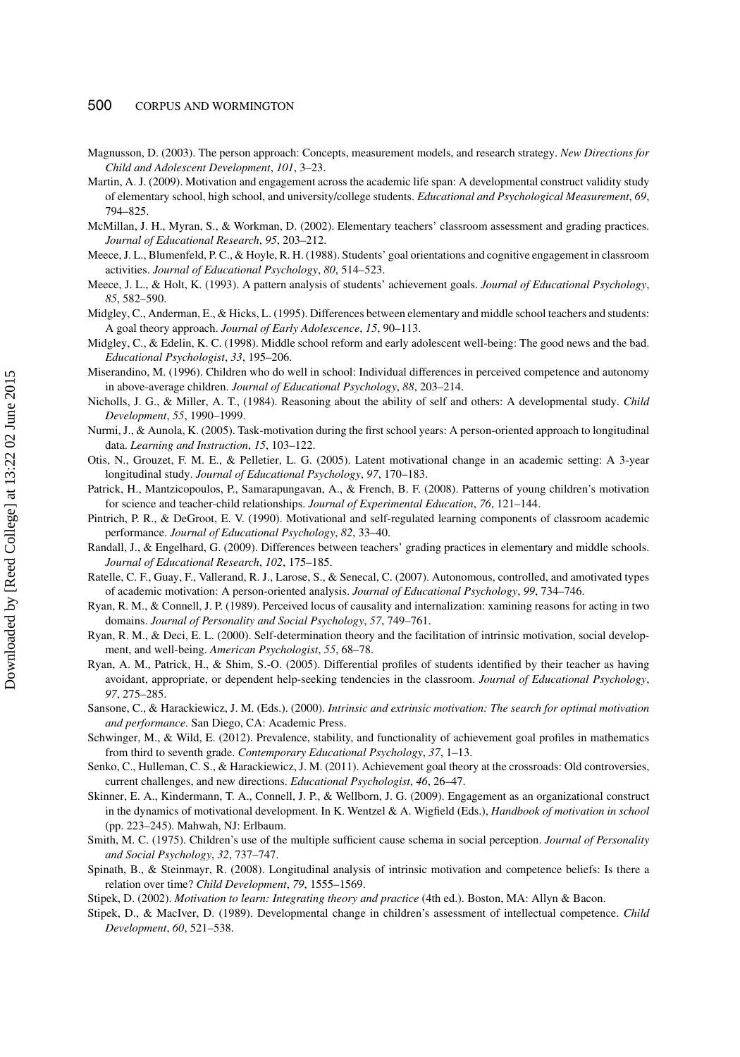Magnusson, D. (2003). The person approach: Concepts, measurement models, and research strategy. *New Directions for Child and Adolescent Development*, *101*, 3–23.

Martin, A. J. (2009). Motivation and engagement across the academic life span: A developmental construct validity study of elementary school, high school, and university/college students. *Educational and Psychological Measurement*, *69*, 794–825.

McMillan, J. H., Myran, S., & Workman, D. (2002). Elementary teachers' classroom assessment and grading practices. *Journal of Educational Research*, *95*, 203–212.

Meece, J. L., Blumenfeld, P. C., & Hoyle, R. H. (1988). Students' goal orientations and cognitive engagement in classroom activities. *Journal of Educational Psychology*, *80*, 514–523.

Meece, J. L., & Holt, K. (1993). A pattern analysis of students' achievement goals. *Journal of Educational Psychology*, *85*, 582–590.

Midgley, C., Anderman, E., & Hicks, L. (1995). Differences between elementary and middle school teachers and students: A goal theory approach. *Journal of Early Adolescence*, *15*, 90–113.

Midgley, C., & Edelin, K. C. (1998). Middle school reform and early adolescent well-being: The good news and the bad. *Educational Psychologist*, *33*, 195–206.

Miserandino, M. (1996). Children who do well in school: Individual differences in perceived competence and autonomy in above-average children. *Journal of Educational Psychology*, *88*, 203–214.

Nicholls, J. G., & Miller, A. T., (1984). Reasoning about the ability of self and others: A developmental study. *Child Development*, *55*, 1990–1999.

Nurmi, J., & Aunola, K. (2005). Task-motivation during the first school years: A person-oriented approach to longitudinal data. *Learning and Instruction*, *15*, 103–122.

Otis, N., Grouzet, F. M. E., & Pelletier, L. G. (2005). Latent motivational change in an academic setting: A 3-year longitudinal study. *Journal of Educational Psychology*, *97*, 170–183.

Patrick, H., Mantzicopoulos, P., Samarapungavan, A., & French, B. F. (2008). Patterns of young children's motivation for science and teacher-child relationships. *Journal of Experimental Education*, *76*, 121–144.

Pintrich, P. R., & DeGroot, E. V. (1990). Motivational and self-regulated learning components of classroom academic performance. *Journal of Educational Psychology*, *82*, 33–40.

Randall, J., & Engelhard, G. (2009). Differences between teachers' grading practices in elementary and middle schools. *Journal of Educational Research*, *102*, 175–185.

Ratelle, C. F., Guay, F., Vallerand, R. J., Larose, S., & Senecal, C. (2007). Autonomous, controlled, and amotivated types of academic motivation: A person-oriented analysis. *Journal of Educational Psychology*, *99*, 734–746.

Ryan, R. M., & Connell, J. P. (1989). Perceived locus of causality and internalization: xamining reasons for acting in two domains. *Journal of Personality and Social Psychology*, *57*, 749–761.

Ryan, R. M., & Deci, E. L. (2000). Self-determination theory and the facilitation of intrinsic motivation, social development, and well-being. *American Psychologist*, *55*, 68–78.

Ryan, A. M., Patrick, H., & Shim, S.-O. (2005). Differential profiles of students identified by their teacher as having avoidant, appropriate, or dependent help-seeking tendencies in the classroom. *Journal of Educational Psychology*, *97*, 275–285.

Sansone, C., & Harackiewicz, J. M. (Eds.). (2000). *Intrinsic and extrinsic motivation: The search for optimal motivation and performance*. San Diego, CA: Academic Press.

Schwinger, M., & Wild, E. (2012). Prevalence, stability, and functionality of achievement goal profiles in mathematics from third to seventh grade. *Contemporary Educational Psychology*, *37*, 1–13.

Senko, C., Hulleman, C. S., & Harackiewicz, J. M. (2011). Achievement goal theory at the crossroads: Old controversies, current challenges, and new directions. *Educational Psychologist*, *46*, 26–47.

Skinner, E. A., Kindermann, T. A., Connell, J. P., & Wellborn, J. G. (2009). Engagement as an organizational construct in the dynamics of motivational development. In K. Wentzel & A. Wigfield (Eds.), *Handbook of motivation in school* (pp. 223–245). Mahwah, NJ: Erlbaum.

Smith, M. C. (1975). Children's use of the multiple sufficient cause schema in social perception. *Journal of Personality and Social Psychology*, *32*, 737–747.

Spinath, B., & Steinmayr, R. (2008). Longitudinal analysis of intrinsic motivation and competence beliefs: Is there a relation over time? *Child Development*, *79*, 1555–1569.

Stipek, D. (2002). *Motivation to learn: Integrating theory and practice* (4th ed.). Boston, MA: Allyn & Bacon.

Stipek, D., & MacIver, D. (1989). Developmental change in children's assessment of intellectual competence. *Child Development*, *60*, 521–538.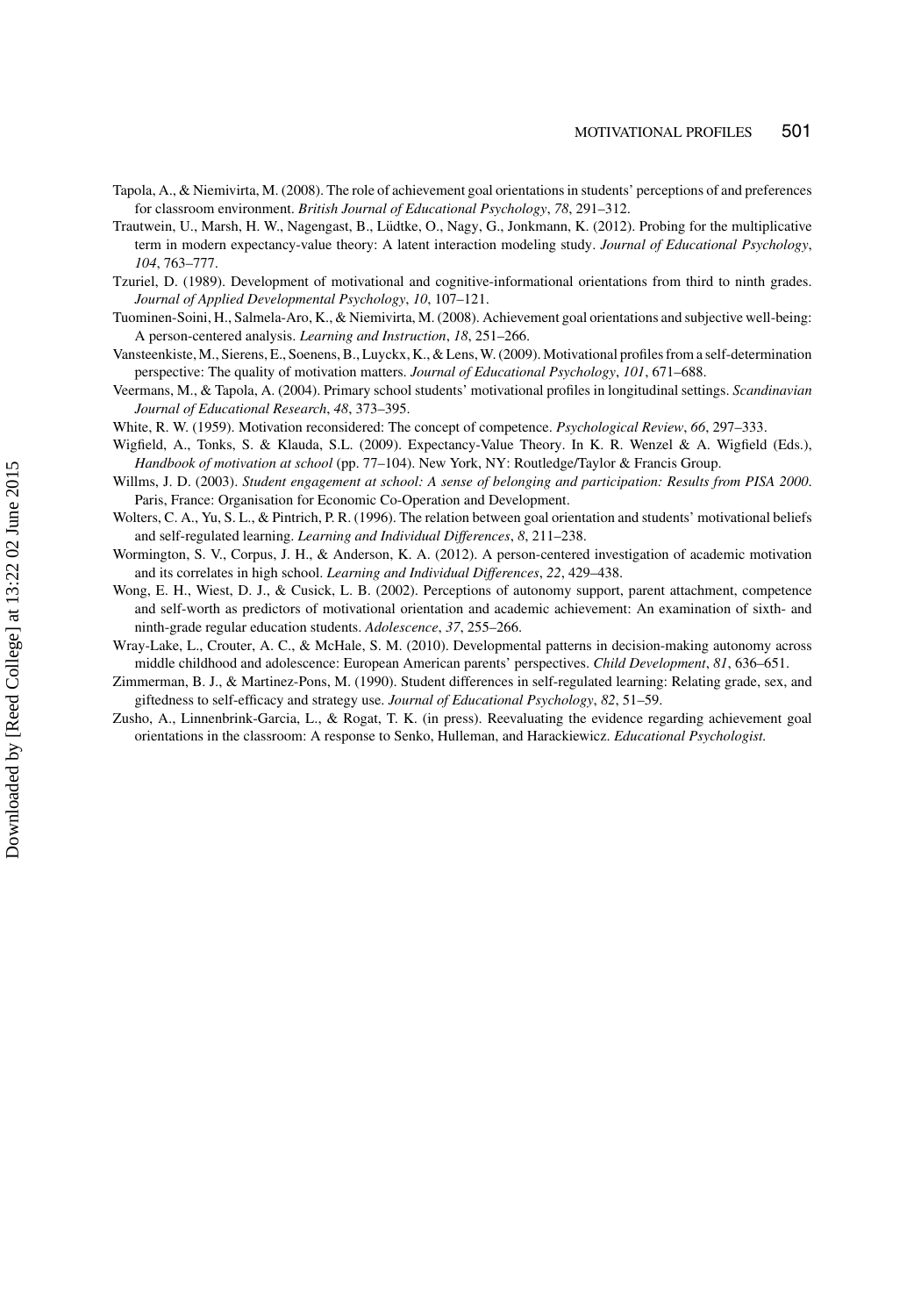Tapola, A., & Niemivirta, M. (2008). The role of achievement goal orientations in students' perceptions of and preferences for classroom environment. *British Journal of Educational Psychology*, *78*, 291–312.

Trautwein, U., Marsh, H. W., Nagengast, B., Lüdtke, O., Nagy, G., Jonkmann, K. (2012). Probing for the multiplicative term in modern expectancy-value theory: A latent interaction modeling study. *Journal of Educational Psychology*, *104*, 763–777.

Tzuriel, D. (1989). Development of motivational and cognitive-informational orientations from third to ninth grades. *Journal of Applied Developmental Psychology*, *10*, 107–121.

Tuominen-Soini, H., Salmela-Aro, K., & Niemivirta, M. (2008). Achievement goal orientations and subjective well-being: A person-centered analysis. *Learning and Instruction*, *18*, 251–266.

Vansteenkiste, M., Sierens, E., Soenens, B., Luyckx, K., & Lens, W. (2009). Motivational profiles from a self-determination perspective: The quality of motivation matters. *Journal of Educational Psychology*, *101*, 671–688.

Veermans, M., & Tapola, A. (2004). Primary school students' motivational profiles in longitudinal settings. *Scandinavian Journal of Educational Research*, *48*, 373–395.

White, R. W. (1959). Motivation reconsidered: The concept of competence. *Psychological Review*, *66*, 297–333.

Wigfield, A., Tonks, S. & Klauda, S.L. (2009). Expectancy-Value Theory. In K. R. Wenzel & A. Wigfield (Eds.), *Handbook of motivation at school* (pp. 77–104). New York, NY: Routledge/Taylor & Francis Group.

Willms, J. D. (2003). *Student engagement at school: A sense of belonging and participation: Results from PISA 2000*. Paris, France: Organisation for Economic Co-Operation and Development.

Wolters, C. A., Yu, S. L., & Pintrich, P. R. (1996). The relation between goal orientation and students' motivational beliefs and self-regulated learning. *Learning and Individual Differences*, *8*, 211–238.

Wormington, S. V., Corpus, J. H., & Anderson, K. A. (2012). A person-centered investigation of academic motivation and its correlates in high school. *Learning and Individual Differences*, *22*, 429–438.

Wong, E. H., Wiest, D. J., & Cusick, L. B. (2002). Perceptions of autonomy support, parent attachment, competence and self-worth as predictors of motivational orientation and academic achievement: An examination of sixth- and ninth-grade regular education students. *Adolescence*, *37*, 255–266.

Wray-Lake, L., Crouter, A. C., & McHale, S. M. (2010). Developmental patterns in decision-making autonomy across middle childhood and adolescence: European American parents' perspectives. *Child Development*, *81*, 636–651.

Zimmerman, B. J., & Martinez-Pons, M. (1990). Student differences in self-regulated learning: Relating grade, sex, and giftedness to self-efficacy and strategy use. *Journal of Educational Psychology*, *82*, 51–59.

Zusho, A., Linnenbrink-Garcia, L., & Rogat, T. K. (in press). Reevaluating the evidence regarding achievement goal orientations in the classroom: A response to Senko, Hulleman, and Harackiewicz. *Educational Psychologist.*